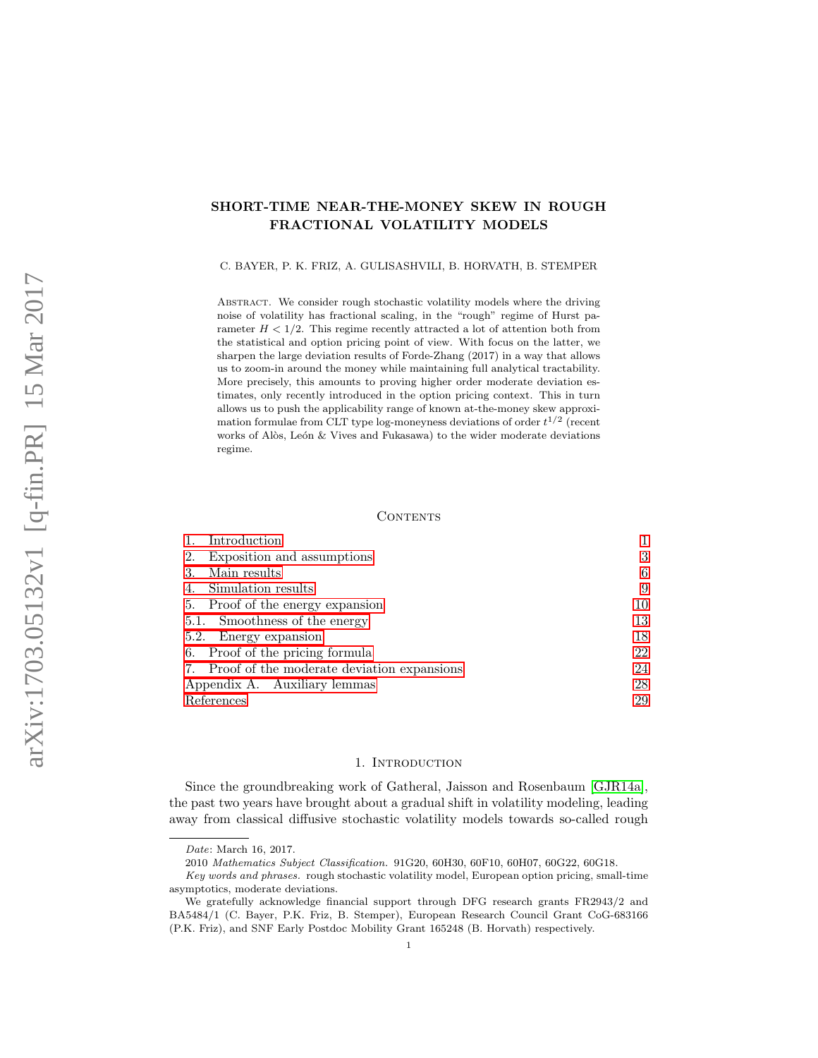# SHORT-TIME NEAR-THE-MONEY SKEW IN ROUGH FRACTIONAL VOLATILITY MODELS

C. BAYER, P. K. FRIZ, A. GULISASHVILI, B. HORVATH, B. STEMPER

Abstract. We consider rough stochastic volatility models where the driving noise of volatility has fractional scaling, in the "rough" regime of Hurst parameter $H < 1/2$. This regime recently attracted a lot of attention both from the statistical and option pricing point of view. With focus on the latter, we sharpen the large deviation results of Forde-Zhang (2017) in a way that allows us to zoom-in around the money while maintaining full analytical tractability. More precisely, this amounts to proving higher order moderate deviation estimates, only recently introduced in the option pricing context. This in turn allows us to push the applicability range of known at-the-money skew approximation formulae from CLT type log-moneyness deviations of order $t^{1/2}$ (recent works of Alòs, León & Vives and Fukasawa) to the wider moderate deviations regime.

## Contents

| | |
|---|---|
| 1. Introduction | 1 |
| 2. Exposition and assumptions | 3 |
| 3. Main results | 6 |
| 4. Simulation results | 9 |
| 5. Proof of the energy expansion | 10 |
| 5.1. Smoothness of the energy | 13 |
| 5.2. Energy expansion | 18 |
| 6. Proof of the pricing formula | 22 |
| 7. Proof of the moderate deviation expansions | 24 |
| Appendix A. Auxiliary lemmas | 28 |
| References | 29 |

## 1. Introduction

Since the groundbreaking work of Gatheral, Jaisson and Rosenbaum [GJR14a], the past two years have brought about a gradual shift in volatility modeling, leading away from classical diffusive stochastic volatility models towards so-called rough

---

*Date*: March 16, 2017.

2010 *Mathematics Subject Classification.* 91G20, 60H30, 60F10, 60H07, 60G22, 60G18.

*Key words and phrases.* rough stochastic volatility model, European option pricing, small-time asymptotics, moderate deviations.

We gratefully acknowledge financial support through DFG research grants FR2943/2 and BA5484/1 (C. Bayer, P.K. Friz, B. Stemper), European Research Council Grant CoG-683166 (P.K. Friz), and SNF Early Postdoc Mobility Grant 165248 (B. Horvath) respectively.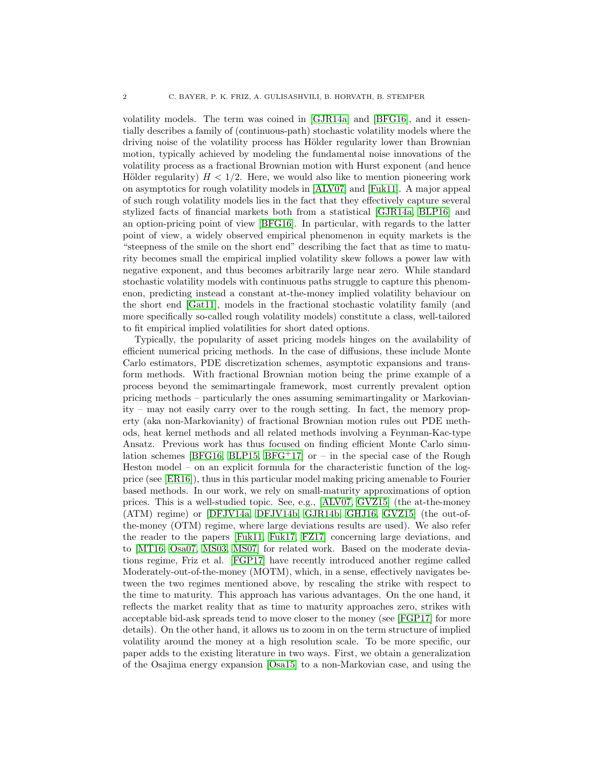volatility models. The term was coined in [GJR14a] and [BFG16], and it essentially describes a family of (continuous-path) stochastic volatility models where the driving noise of the volatility process has Hölder regularity lower than Brownian motion, typically achieved by modeling the fundamental noise innovations of the volatility process as a fractional Brownian motion with Hurst exponent (and hence Hölder regularity) $H < 1/2$. Here, we would also like to mention pioneering work on asymptotics for rough volatility models in [ALV07] and [Fuk11]. A major appeal of such rough volatility models lies in the fact that they effectively capture several stylized facts of financial markets both from a statistical [GJR14a, BLP16] and an option-pricing point of view [BFG16]. In particular, with regards to the latter point of view, a widely observed empirical phenomenon in equity markets is the "steepness of the smile on the short end" describing the fact that as time to maturity becomes small the empirical implied volatility skew follows a power law with negative exponent, and thus becomes arbitrarily large near zero. While standard stochastic volatility models with continuous paths struggle to capture this phenomenon, predicting instead a constant at-the-money implied volatility behaviour on the short end [Gat11], models in the fractional stochastic volatility family (and more specifically so-called rough volatility models) constitute a class, well-tailored to fit empirical implied volatilities for short dated options.

Typically, the popularity of asset pricing models hinges on the availability of efficient numerical pricing methods. In the case of diffusions, these include Monte Carlo estimators, PDE discretization schemes, asymptotic expansions and transform methods. With fractional Brownian motion being the prime example of a process beyond the semimartingale framework, most currently prevalent option pricing methods – particularly the ones assuming semimartingality or Markovianity – may not easily carry over to the rough setting. In fact, the memory property (aka non-Markovianity) of fractional Brownian motion rules out PDE methods, heat kernel methods and all related methods involving a Feynman-Kac-type Ansatz. Previous work has thus focused on finding efficient Monte Carlo simulation schemes [BFG16, BLP15, BFG+17] or – in the special case of the Rough Heston model – on an explicit formula for the characteristic function of the log-price (see [ER16]), thus in this particular model making pricing amenable to Fourier based methods. In our work, we rely on small-maturity approximations of option prices. This is a well-studied topic. See, e.g., [ALV07, GVZ15] (the at-the-money (ATM) regime) or [DFJV14a, DFJV14b, GJR14b, GHJ16, GVZ15] (the out-of-the-money (OTM) regime, where large deviations results are used). We also refer the reader to the papers [Fuk11, Fuk17, FZ17] concerning large deviations, and to [MT16, Osa07, MS03, MS07] for related work. Based on the moderate deviations regime, Friz et al. [FGP17] have recently introduced another regime called Moderately-out-of-the-money (MOTM), which, in a sense, effectively navigates between the two regimes mentioned above, by rescaling the strike with respect to the time to maturity. This approach has various advantages. On the one hand, it reflects the market reality that as time to maturity approaches zero, strikes with acceptable bid-ask spreads tend to move closer to the money (see [FGP17] for more details). On the other hand, it allows us to zoom in on the term structure of implied volatility around the money at a high resolution scale. To be more specific, our paper adds to the existing literature in two ways. First, we obtain a generalization of the Osajima energy expansion [Osa15] to a non-Markovian case, and using the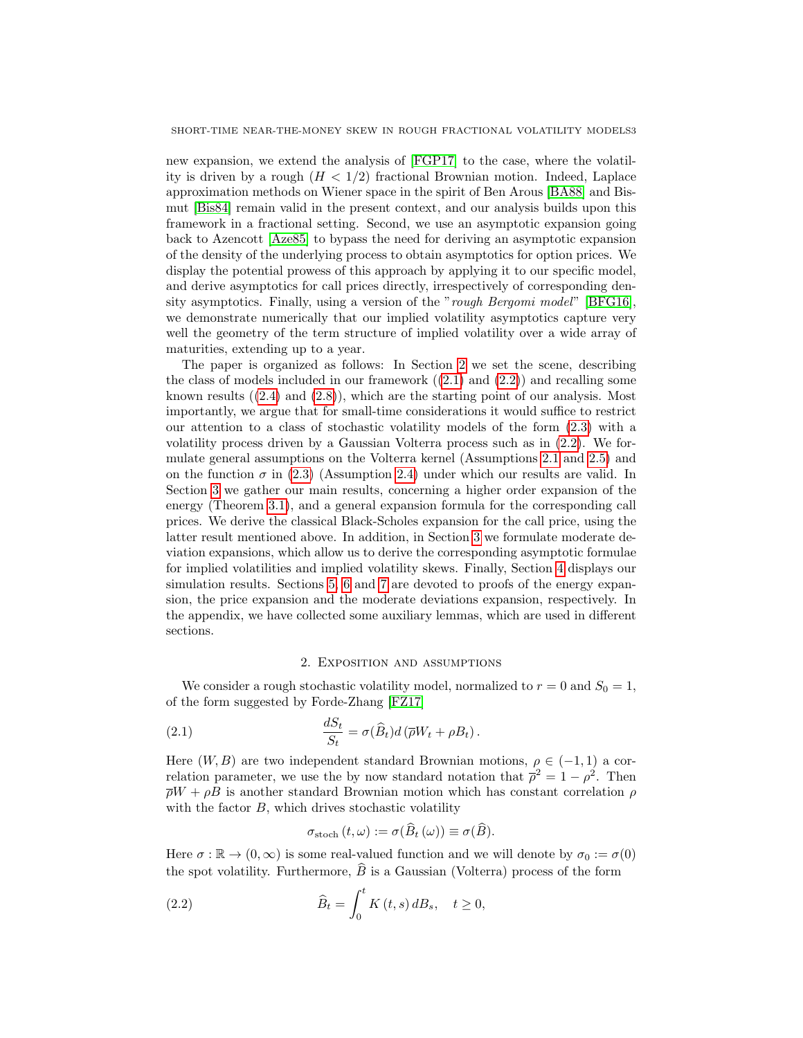new expansion, we extend the analysis of [FGP17] to the case, where the volatility is driven by a rough ($H < 1/2$) fractional Brownian motion. Indeed, Laplace approximation methods on Wiener space in the spirit of Ben Arous [BA88] and Bismut [Bis84] remain valid in the present context, and our analysis builds upon this framework in a fractional setting. Second, we use an asymptotic expansion going back to Azencott [Aze85] to bypass the need for deriving an asymptotic expansion of the density of the underlying process to obtain asymptotics for option prices. We display the potential prowess of this approach by applying it to our specific model, and derive asymptotics for call prices directly, irrespectively of corresponding density asymptotics. Finally, using a version of the "*rough Bergomi model*" [BFG16], we demonstrate numerically that our implied volatility asymptotics capture very well the geometry of the term structure of implied volatility over a wide array of maturities, extending up to a year.

The paper is organized as follows: In Section 2 we set the scene, describing the class of models included in our framework ((2.1) and (2.2)) and recalling some known results ((2.4) and (2.8)), which are the starting point of our analysis. Most importantly, we argue that for small-time considerations it would suffice to restrict our attention to a class of stochastic volatility models of the form (2.3) with a volatility process driven by a Gaussian Volterra process such as in (2.2). We formulate general assumptions on the Volterra kernel (Assumptions 2.1 and 2.5) and on the function $\sigma$ in (2.3) (Assumption 2.4) under which our results are valid. In Section 3 we gather our main results, concerning a higher order expansion of the energy (Theorem 3.1), and a general expansion formula for the corresponding call prices. We derive the classical Black-Scholes expansion for the call price, using the latter result mentioned above. In addition, in Section 3 we formulate moderate deviation expansions, which allow us to derive the corresponding asymptotic formulae for implied volatilities and implied volatility skews. Finally, Section 4 displays our simulation results. Sections 5, 6 and 7 are devoted to proofs of the energy expansion, the price expansion and the moderate deviations expansion, respectively. In the appendix, we have collected some auxiliary lemmas, which are used in different sections.

## 2. Exposition and assumptions

We consider a rough stochastic volatility model, normalized to $r = 0$ and $S_0 = 1$, of the form suggested by Forde-Zhang [FZ17]

$$\frac{dS_t}{S_t} = \sigma(\widehat{B}_t) d\left(\overline{\rho} W_t + \rho B_t\right). \tag{2.1}$$

Here $(W, B)$ are two independent standard Brownian motions, $\rho \in (-1, 1)$ a correlation parameter, we use the by now standard notation that $\overline{\rho}^2 = 1 - \rho^2$. Then $\overline{\rho} W + \rho B$ is another standard Brownian motion which has constant correlation $\rho$ with the factor $B$, which drives stochastic volatility

$$\sigma_{\text{stoch}}(t, \omega) := \sigma(\widehat{B}_t(\omega)) \equiv \sigma(\widehat{B}).$$

Here $\sigma : \mathbb{R} \to (0, \infty)$ is some real-valued function and we will denote by $\sigma_0 := \sigma(0)$ the spot volatility. Furthermore, $\widehat{B}$ is a Gaussian (Volterra) process of the form

$$\widehat{B}_t = \int_0^t K(t, s)\, dB_s, \quad t \geq 0, \tag{2.2}$$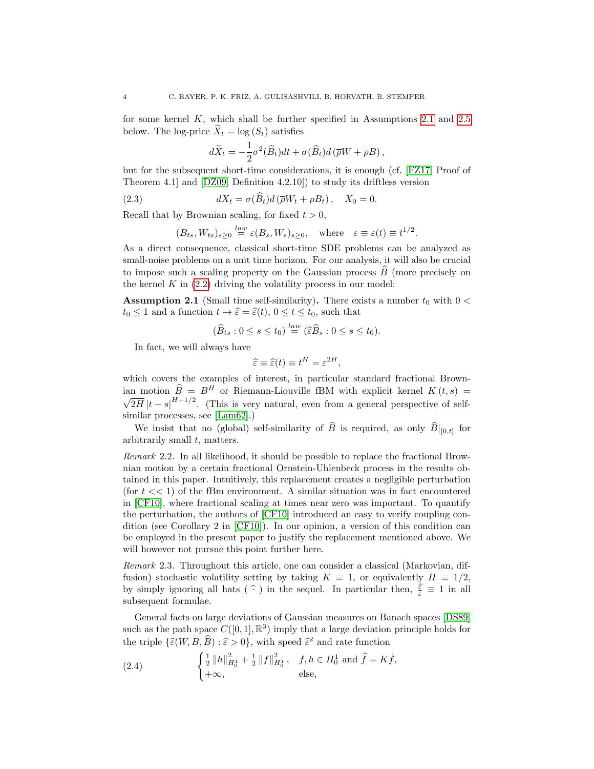for some kernel $K$, which shall be further specified in Assumptions 2.1 and 2.5 below. The log-price $\widetilde{X}_t = \log(S_t)$ satisfies

$$d\widetilde{X}_t = -\frac{1}{2}\sigma^2(\widehat{B}_t)dt + \sigma(\widehat{B}_t)d\left(\overline{\rho}W + \rho B\right),$$

but for the subsequent short-time considerations, it is enough (cf. [FZ17, Proof of Theorem 4.1] and [DZ09, Definition 4.2.10]) to study its driftless version

$$dX_t = \sigma(\widehat{B}_t)d\left(\overline{\rho}W_t + \rho B_t\right), \quad X_0 = 0. \tag{2.3}$$

Recall that by Brownian scaling, for fixed $t > 0$,

$$(B_{ts}, W_{ts})_{s\geq 0} \overset{law}{=} \varepsilon(B_s, W_s)_{s\geq 0}, \quad \text{where} \quad \varepsilon \equiv \varepsilon(t) \equiv t^{1/2}.$$

As a direct consequence, classical short-time SDE problems can be analyzed as small-noise problems on a unit time horizon. For our analysis, it will also be crucial to impose such a scaling property on the Gaussian process $\widehat{B}$ (more precisely on the kernel $K$ in (2.2) driving the volatility process in our model:

**Assumption 2.1** (Small time self-similarity)**.** There exists a number $t_0$ with $0 < t_0 \leq 1$ and a function $t \mapsto \widehat{\varepsilon} = \widehat{\varepsilon}(t)$, $0 \leq t \leq t_0$, such that

$$(\widehat{B}_{ts} : 0 \leq s \leq t_0) \overset{law}{=} (\widehat{\varepsilon}\widehat{B}_s : 0 \leq s \leq t_0).$$

In fact, we will always have

$$\widehat{\varepsilon} \equiv \widehat{\varepsilon}(t) \equiv t^H = \varepsilon^{2H},$$

which covers the examples of interest, in particular standard fractional Brownian motion $\widehat{B} = B^H$ or Riemann-Liouville fBM with explicit kernel $K(t,s) = \sqrt{2H}\,|t-s|^{H-1/2}$. (This is very natural, even from a general perspective of self-similar processes, see [Lam62].)

We insist that no (global) self-similarity of $\widehat{B}$ is required, as only $\widehat{B}|_{[0,t]}$ for arbitrarily small $t$, matters.

*Remark* 2.2. In all likelihood, it should be possible to replace the fractional Brownian motion by a certain fractional Ornstein-Uhlenbeck process in the results obtained in this paper. Intuitively, this replacement creates a negligible perturbation (for $t << 1$) of the fBm environment. A similar situation was in fact encountered in [CF10], where fractional scaling at times near zero was important. To quantify the perturbation, the authors of [CF10] introduced an easy to verify coupling condition (see Corollary 2 in [CF10]). In our opinion, a version of this condition can be employed in the present paper to justify the replacement mentioned above. We will however not pursue this point further here.

*Remark* 2.3. Throughout this article, one can consider a classical (Markovian, diffusion) stochastic volatility setting by taking $K \equiv 1$, or equivalently $H \equiv 1/2$, by simply ignoring all hats ( $\widehat{\cdot}$ ) in the sequel. In particular then, $\frac{\widehat{\varepsilon}}{\varepsilon} \equiv 1$ in all subsequent formulae.

General facts on large deviations of Gaussian measures on Banach spaces [DS89] such as the path space $C([0,1],\mathbb{R}^3)$ imply that a large deviation principle holds for the triple $\{\widehat{\varepsilon}(W, B, \widehat{B}) : \widehat{\varepsilon} > 0\}$, with speed $\widehat{\varepsilon}^2$ and rate function

$$\begin{cases} \frac{1}{2}\|h\|^2_{H_0^1} + \frac{1}{2}\|f\|^2_{H_0^1}, & f, h \in H_0^1 \text{ and } \widehat{f} = K\dot{f}, \\ +\infty, & \text{else}, \end{cases} \tag{2.4}$$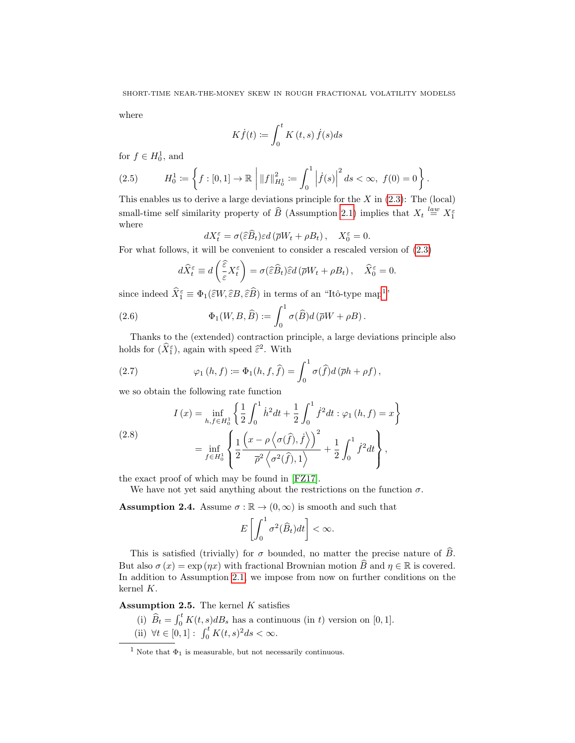where

$$K\dot{f}(t) \coloneqq \int_0^t K(t,s)\,\dot{f}(s)ds$$

for $f \in H_0^1$, and

$$H_0^1 \coloneqq \left\{ f : [0,1] \to \mathbb{R} \,\middle|\, \|f\|_{H_0^1}^2 \coloneqq \int_0^1 \left|\dot{f}(s)\right|^2 ds < \infty,\ f(0) = 0 \right\}. \tag{2.5}$$

This enables us to derive a large deviations principle for the $X$ in (2.3): The (local) small-time self similarity property of $\widehat{B}$ (Assumption 2.1) implies that $X_t \overset{law}{=} X_1^\varepsilon$ where

$$dX_t^\varepsilon = \sigma(\widehat{\varepsilon}\widehat{B}_t)\varepsilon d\left(\overline{\rho}W_t + \rho B_t\right), \quad X_0^\varepsilon = 0.$$

For what follows, it will be convenient to consider a rescaled version of (2.3)

$$d\widehat{X}_t^\varepsilon \equiv d\left(\frac{\widehat{\varepsilon}}{\varepsilon}X_t^\varepsilon\right) = \sigma(\widehat{\varepsilon}\widehat{B}_t)\widehat{\varepsilon}d\left(\overline{\rho}W_t + \rho B_t\right), \quad \widehat{X}_0^\varepsilon = 0.$$

since indeed $\widehat{X}_1^\varepsilon \equiv \Phi_1(\widehat{\varepsilon}W, \widehat{\varepsilon}B, \widehat{\varepsilon}\widehat{B})$ in terms of an "Itô-type map[1]"

$$\Phi_1(W, B, \widehat{B}) \coloneqq \int_0^1 \sigma(\widehat{B})d\left(\overline{\rho}W + \rho B\right). \tag{2.6}$$

Thanks to the (extended) contraction principle, a large deviations principle also holds for $(\widehat{X}_1^\varepsilon)$, again with speed $\widehat{\varepsilon}^2$. With

$$\varphi_1(h, f) \coloneqq \Phi_1(h, f, \widehat{f}) = \int_0^1 \sigma(\widehat{f})d\left(\overline{\rho}h + \rho f\right), \tag{2.7}$$

we so obtain the following rate function

$$\begin{aligned} I(x) &= \inf_{h,f \in H_0^1} \left\{ \frac{1}{2}\int_0^1 \dot{h}^2 dt + \frac{1}{2}\int_0^1 \dot{f}^2 dt : \varphi_1(h,f) = x \right\} \\ &= \inf_{f \in H_0^1} \left\{ \frac{1}{2}\frac{\left(x - \rho\left\langle \sigma(\widehat{f}), \dot{f}\right\rangle\right)^2}{\overline{\rho}^2\left\langle \sigma^2(\widehat{f}), 1\right\rangle} + \frac{1}{2}\int_0^1 \dot{f}^2 dt \right\}, \end{aligned} \tag{2.8}$$

the exact proof of which may be found in [FZ17].

We have not yet said anything about the restrictions on the function $\sigma$.

**Assumption 2.4.** Assume $\sigma : \mathbb{R} \to (0, \infty)$ is smooth and such that

$$E\left[\int_0^1 \sigma^2(\widehat{B}_t)dt\right] < \infty.$$

This is satisfied (trivially) for $\sigma$ bounded, no matter the precise nature of $\widehat{B}$. But also $\sigma(x) = \exp(\eta x)$ with fractional Brownian motion $\widehat{B}$ and $\eta \in \mathbb{R}$ is covered. In addition to Assumption 2.1, we impose from now on further conditions on the kernel $K$.

**Assumption 2.5.** The kernel $K$ satisfies

(i) $\widehat{B}_t = \int_0^t K(t,s)dB_s$ has a continuous (in $t$) version on $[0,1]$.
(ii) $\forall t \in [0,1] : \int_0^t K(t,s)^2 ds < \infty$.

[1] Note that $\Phi_1$ is measurable, but not necessarily continuous.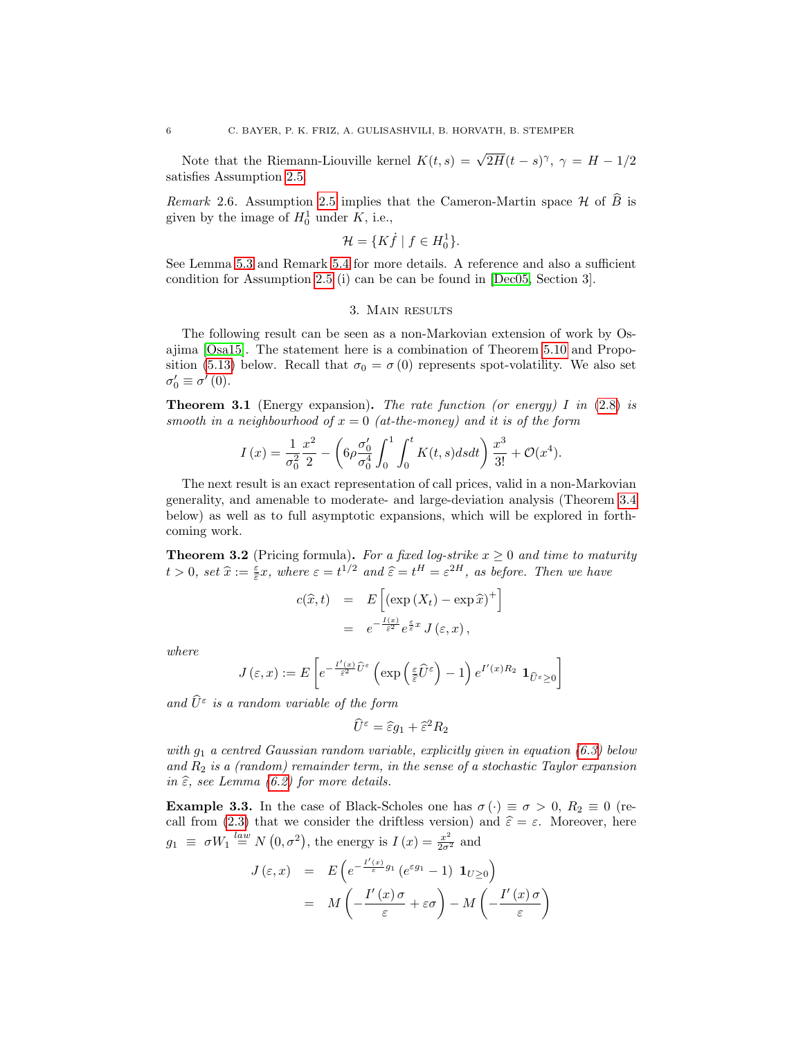Note that the Riemann-Liouville kernel $K(t,s) = \sqrt{2H}(t-s)^{\gamma}$, $\gamma = H - 1/2$ satisfies Assumption 2.5.

*Remark* 2.6. Assumption 2.5 implies that the Cameron-Martin space $\mathcal{H}$ of $\widehat{B}$ is given by the image of $H_0^1$ under $K$, i.e.,

$$\mathcal{H} = \{K\dot{f} \mid f \in H_0^1\}.$$

See Lemma 5.3 and Remark 5.4 for more details. A reference and also a sufficient condition for Assumption 2.5 (i) can be can be found in [Dec05, Section 3].

## 3. Main results

The following result can be seen as a non-Markovian extension of work by Osajima [Osa15]. The statement here is a combination of Theorem 5.10 and Proposition (5.13) below. Recall that $\sigma_0 = \sigma(0)$ represents spot-volatility. We also set $\sigma_0' \equiv \sigma'(0)$.

**Theorem 3.1** (Energy expansion)**.** *The rate function (or energy) $I$ in (2.8) is smooth in a neighbourhood of $x = 0$ (at-the-money) and it is of the form*

$$I(x) = \frac{1}{\sigma_0^2}\frac{x^2}{2} - \left(6\rho\frac{\sigma_0'}{\sigma_0^4}\int_0^1\int_0^t K(t,s)dsdt\right)\frac{x^3}{3!} + \mathcal{O}(x^4).$$

The next result is an exact representation of call prices, valid in a non-Markovian generality, and amenable to moderate- and large-deviation analysis (Theorem 3.4 below) as well as to full asymptotic expansions, which will be explored in forthcoming work.

**Theorem 3.2** (Pricing formula)**.** *For a fixed log-strike $x \geq 0$ and time to maturity $t > 0$, set $\widehat{x} := \frac{\varepsilon}{\widehat{\varepsilon}}x$, where $\varepsilon = t^{1/2}$ and $\widehat{\varepsilon} = t^H = \varepsilon^{2H}$, as before. Then we have*

$$\begin{aligned} c(\widehat{x},t) &= E\left[(\exp(X_t) - \exp\widehat{x})^+\right] \\ &= e^{-\frac{I(x)}{\widehat{\varepsilon}^2}} e^{\frac{\varepsilon}{\widehat{\varepsilon}}x}\, J(\varepsilon,x), \end{aligned}$$

*where*

$$J(\varepsilon,x) := E\left[e^{-\frac{I'(x)}{\widehat{\varepsilon}^2}\widehat{U}^{\varepsilon}}\left(\exp\left(\tfrac{\varepsilon}{\widehat{\varepsilon}}\widehat{U}^{\varepsilon}\right) - 1\right)e^{I'(x)R_2}\ \mathbf{1}_{\widehat{U}^{\varepsilon}\geq 0}\right]$$

*and $\widehat{U}^{\varepsilon}$ is a random variable of the form*

$$\widehat{U}^{\varepsilon} = \widehat{\varepsilon}g_1 + \widehat{\varepsilon}^2 R_2$$

*with $g_1$ a centred Gaussian random variable, explicitly given in equation (6.3) below and $R_2$ is a (random) remainder term, in the sense of a stochastic Taylor expansion in $\widehat{\varepsilon}$, see Lemma (6.2) for more details.*

**Example 3.3.** In the case of Black-Scholes one has $\sigma(\cdot) \equiv \sigma > 0$, $R_2 \equiv 0$ (recall from (2.3) that we consider the driftless version) and $\widehat{\varepsilon} = \varepsilon$. Moreover, here $g_1 \equiv \sigma W_1 \overset{law}{=} N(0,\sigma^2)$, the energy is $I(x) = \frac{x^2}{2\sigma^2}$ and

$$\begin{aligned} J(\varepsilon,x) &= E\left(e^{-\frac{I'(x)}{\varepsilon}g_1}\left(e^{\varepsilon g_1} - 1\right)\ \mathbf{1}_{U\geq 0}\right) \\ &= M\left(-\frac{I'(x)\sigma}{\varepsilon} + \varepsilon\sigma\right) - M\left(-\frac{I'(x)\sigma}{\varepsilon}\right) \end{aligned}$$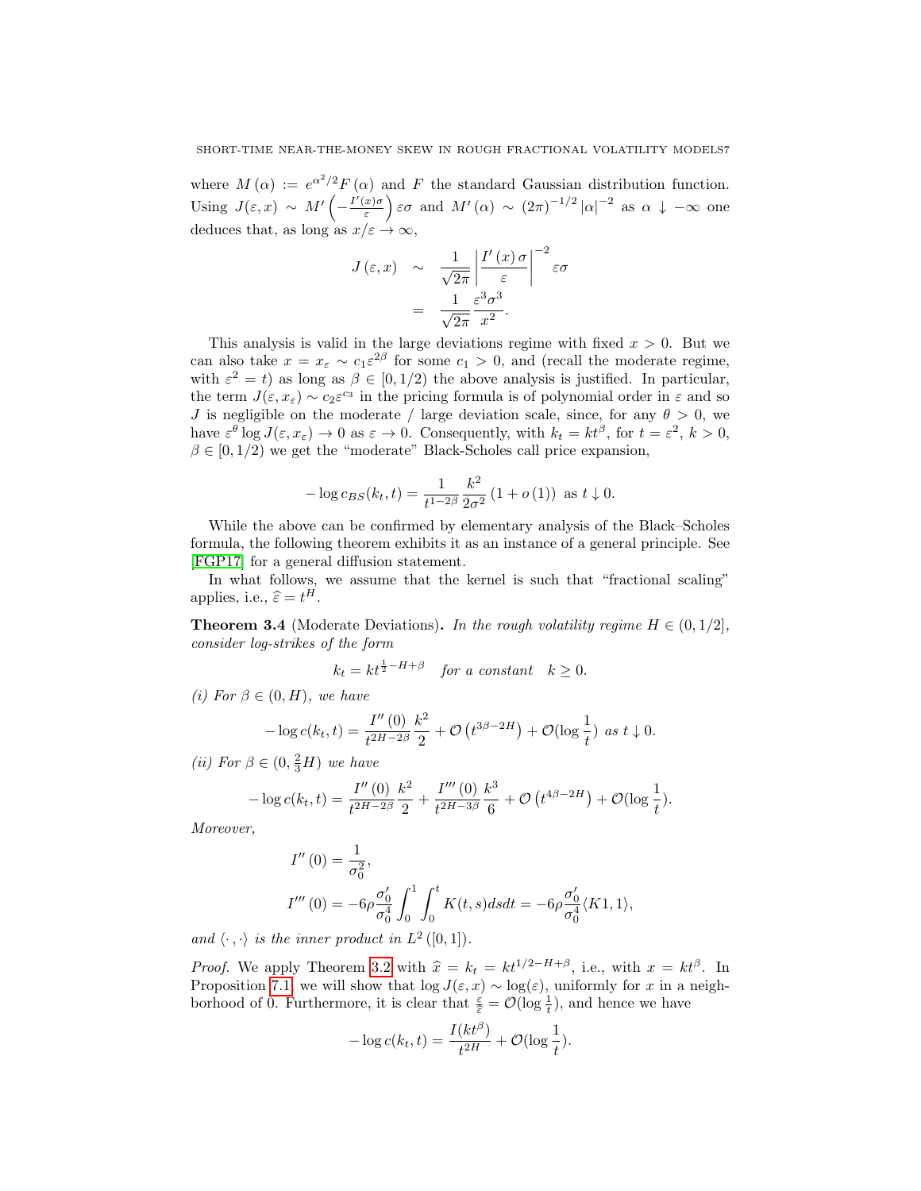where $M(\alpha) := e^{\alpha^2/2} F(\alpha)$ and $F$ the standard Gaussian distribution function. Using $J(\varepsilon, x) \sim M'\left(-\frac{I'(x)\sigma}{\varepsilon}\right)\varepsilon\sigma$ and $M'(\alpha) \sim (2\pi)^{-1/2}|\alpha|^{-2}$ as $\alpha \downarrow -\infty$ one deduces that, as long as $x/\varepsilon \to \infty$,

$$
\begin{aligned}
J(\varepsilon, x) &\sim \frac{1}{\sqrt{2\pi}} \left|\frac{I'(x)\sigma}{\varepsilon}\right|^{-2} \varepsilon\sigma \\
&= \frac{1}{\sqrt{2\pi}} \frac{\varepsilon^3 \sigma^3}{x^2}.
\end{aligned}
$$

This analysis is valid in the large deviations regime with fixed $x > 0$. But we can also take $x = x_\varepsilon \sim c_1 \varepsilon^{2\beta}$ for some $c_1 > 0$, and (recall the moderate regime, with $\varepsilon^2 = t$) as long as $\beta \in [0, 1/2)$ the above analysis is justified. In particular, the term $J(\varepsilon, x_\varepsilon) \sim c_2 \varepsilon^{c_3}$ in the pricing formula is of polynomial order in $\varepsilon$ and so $J$ is negligible on the moderate / large deviation scale, since, for any $\theta > 0$, we have $\varepsilon^\theta \log J(\varepsilon, x_\varepsilon) \to 0$ as $\varepsilon \to 0$. Consequently, with $k_t = k t^\beta$, for $t = \varepsilon^2$, $k > 0$, $\beta \in [0, 1/2)$ we get the "moderate" Black-Scholes call price expansion,

$$
-\log c_{BS}(k_t, t) = \frac{1}{t^{1-2\beta}} \frac{k^2}{2\sigma^2}(1 + o(1)) \text{ as } t \downarrow 0.
$$

While the above can be confirmed by elementary analysis of the Black–Scholes formula, the following theorem exhibits it as an instance of a general principle. See [FGP17] for a general diffusion statement.

In what follows, we assume that the kernel is such that "fractional scaling" applies, i.e., $\widehat{\varepsilon} = t^H$.

**Theorem 3.4** (Moderate Deviations)**.** *In the rough volatility regime $H \in (0, 1/2]$, consider log-strikes of the form*

$$
k_t = k t^{\frac{1}{2} - H + \beta} \quad \textit{for a constant} \quad k \geq 0.
$$

*(i) For $\beta \in (0, H)$, we have*

$$
-\log c(k_t, t) = \frac{I''(0)}{t^{2H-2\beta}} \frac{k^2}{2} + \mathcal{O}\left(t^{3\beta - 2H}\right) + \mathcal{O}(\log \frac{1}{t}) \textit{ as } t \downarrow 0.
$$

*(ii) For $\beta \in (0, \frac{2}{3}H)$ we have*

$$
-\log c(k_t, t) = \frac{I''(0)}{t^{2H-2\beta}} \frac{k^2}{2} + \frac{I'''(0)}{t^{2H-3\beta}} \frac{k^3}{6} + \mathcal{O}\left(t^{4\beta - 2H}\right) + \mathcal{O}(\log \frac{1}{t}).
$$

*Moreover,*

$$
\begin{aligned}
I''(0) &= \frac{1}{\sigma_0^2}, \\
I'''(0) &= -6\rho \frac{\sigma_0'}{\sigma_0^4} \int_0^1 \int_0^t K(t, s) ds dt = -6\rho \frac{\sigma_0'}{\sigma_0^4} \langle K1, 1 \rangle,
\end{aligned}
$$

*and $\langle \cdot, \cdot \rangle$ is the inner product in $L^2([0, 1])$.*

*Proof.* We apply Theorem 3.2 with $\widehat{x} = k_t = k t^{1/2 - H + \beta}$, i.e., with $x = k t^\beta$. In Proposition 7.1, we will show that $\log J(\varepsilon, x) \sim \log(\varepsilon)$, uniformly for $x$ in a neighborhood of 0. Furthermore, it is clear that $\frac{\varepsilon}{\widehat{\varepsilon}} = \mathcal{O}(\log \frac{1}{t})$, and hence we have

$$
-\log c(k_t, t) = \frac{I(k t^\beta)}{t^{2H}} + \mathcal{O}(\log \frac{1}{t}).
$$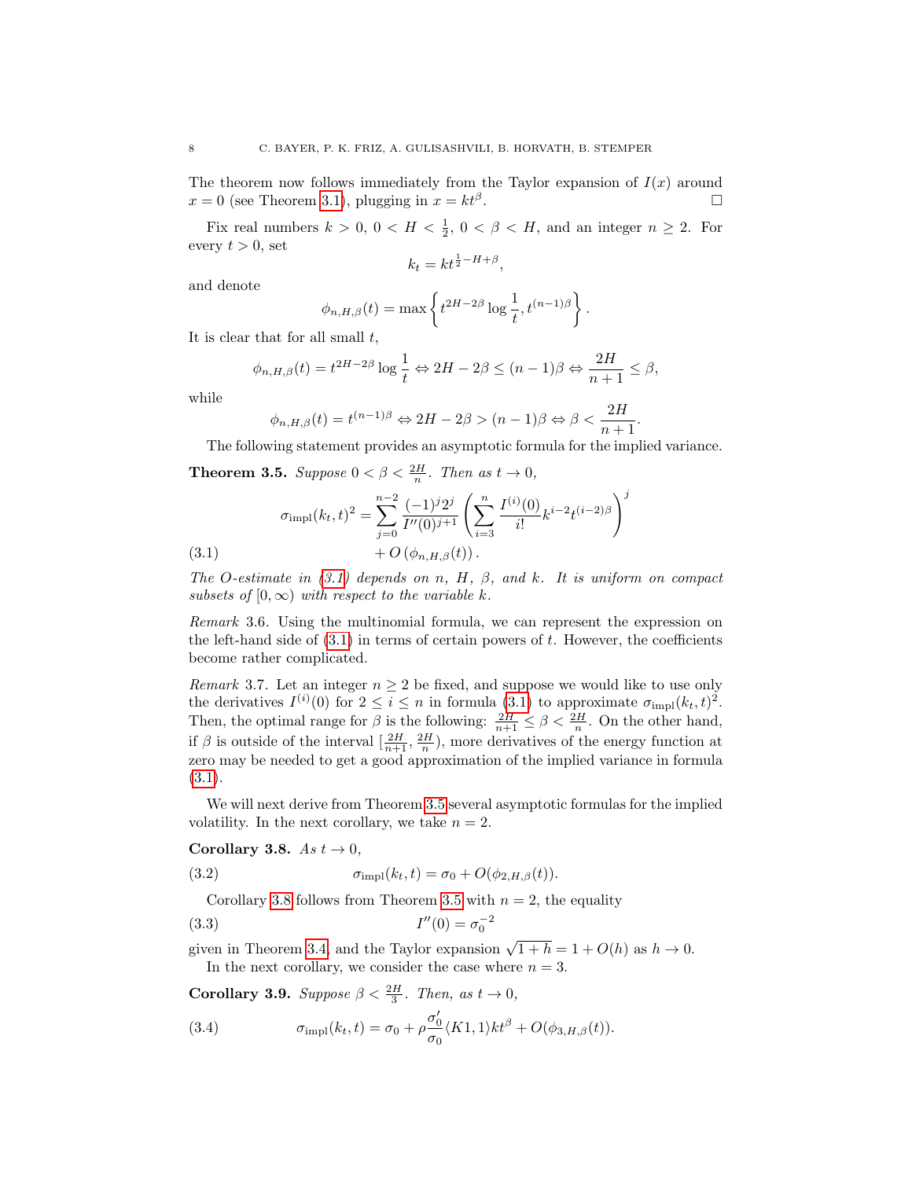The theorem now follows immediately from the Taylor expansion of $I(x)$ around $x = 0$ (see Theorem 3.1), plugging in $x = kt^\beta$. $\square$

Fix real numbers $k > 0$, $0 < H < \frac{1}{2}$, $0 < \beta < H$, and an integer $n \geq 2$. For every $t > 0$, set

$$k_t = kt^{\frac{1}{2}-H+\beta},$$

and denote

$$\phi_{n,H,\beta}(t) = \max\left\{t^{2H-2\beta}\log\frac{1}{t}, t^{(n-1)\beta}\right\}.$$

It is clear that for all small $t$,

$$\phi_{n,H,\beta}(t) = t^{2H-2\beta}\log\frac{1}{t} \Leftrightarrow 2H - 2\beta \leq (n-1)\beta \Leftrightarrow \frac{2H}{n+1} \leq \beta,$$

while

$$\phi_{n,H,\beta}(t) = t^{(n-1)\beta} \Leftrightarrow 2H - 2\beta > (n-1)\beta \Leftrightarrow \beta < \frac{2H}{n+1}.$$

The following statement provides an asymptotic formula for the implied variance.

**Theorem 3.5.** *Suppose $0 < \beta < \frac{2H}{n}$. Then as $t \to 0$,*

$$\sigma_{\mathrm{impl}}(k_t, t)^2 = \sum_{j=0}^{n-2} \frac{(-1)^j 2^j}{I''(0)^{j+1}} \left(\sum_{i=3}^{n} \frac{I^{(i)}(0)}{i!} k^{i-2} t^{(i-2)\beta}\right)^j + O\left(\phi_{n,H,\beta}(t)\right). \tag{3.1}$$

*The $O$-estimate in (3.1) depends on $n$, $H$, $\beta$, and $k$. It is uniform on compact subsets of $[0, \infty)$ with respect to the variable $k$.*

*Remark* 3.6. Using the multinomial formula, we can represent the expression on the left-hand side of (3.1) in terms of certain powers of $t$. However, the coefficients become rather complicated.

*Remark* 3.7. Let an integer $n \geq 2$ be fixed, and suppose we would like to use only the derivatives $I^{(i)}(0)$ for $2 \leq i \leq n$ in formula (3.1) to approximate $\sigma_{\mathrm{impl}}(k_t, t)^2$. Then, the optimal range for $\beta$ is the following: $\frac{2H}{n+1} \leq \beta < \frac{2H}{n}$. On the other hand, if $\beta$ is outside of the interval $[\frac{2H}{n+1}, \frac{2H}{n})$, more derivatives of the energy function at zero may be needed to get a good approximation of the implied variance in formula (3.1).

We will next derive from Theorem 3.5 several asymptotic formulas for the implied volatility. In the next corollary, we take $n = 2$.

**Corollary 3.8.** *As $t \to 0$,*

$$\sigma_{\mathrm{impl}}(k_t, t) = \sigma_0 + O(\phi_{2,H,\beta}(t)). \tag{3.2}$$

Corollary 3.8 follows from Theorem 3.5 with $n = 2$, the equality

$$I''(0) = \sigma_0^{-2} \tag{3.3}$$

given in Theorem 3.4, and the Taylor expansion $\sqrt{1+h} = 1 + O(h)$ as $h \to 0$.

In the next corollary, we consider the case where $n = 3$.

**Corollary 3.9.** *Suppose $\beta < \frac{2H}{3}$. Then, as $t \to 0$,*

$$\sigma_{\mathrm{impl}}(k_t, t) = \sigma_0 + \rho\frac{\sigma_0'}{\sigma_0}\langle K1, 1\rangle kt^\beta + O(\phi_{3,H,\beta}(t)). \tag{3.4}$$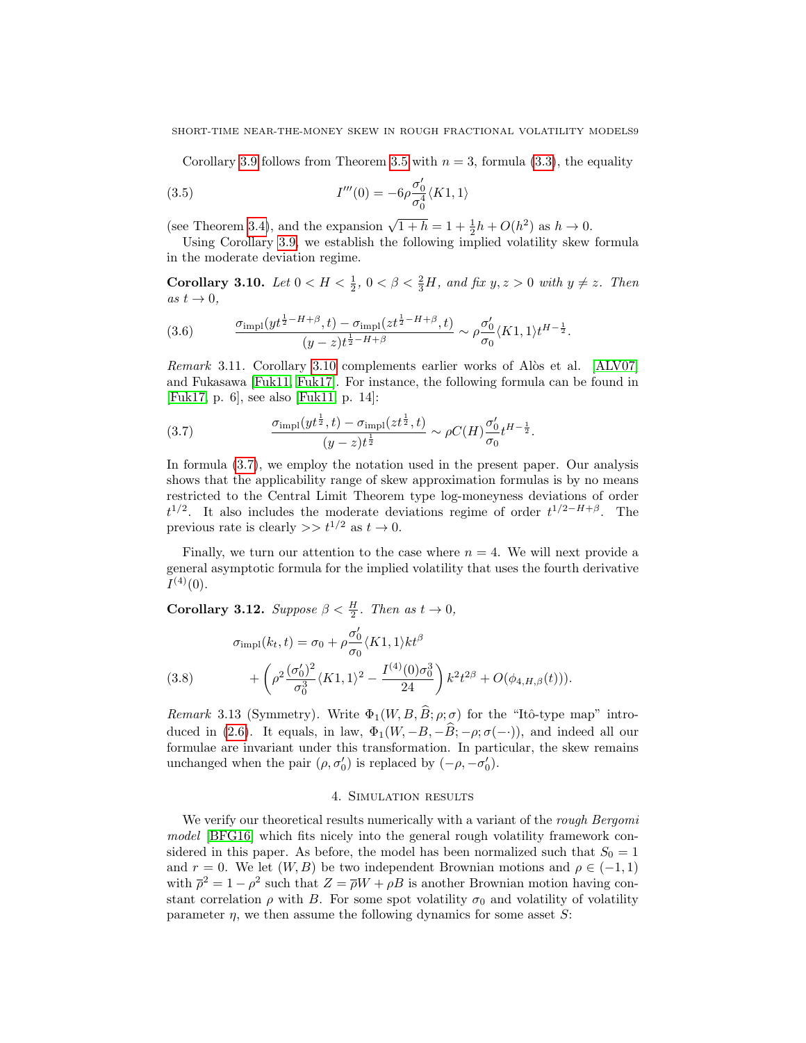Corollary 3.9 follows from Theorem 3.5 with $n = 3$, formula (3.3), the equality

$$I'''(0) = -6\rho\frac{\sigma_0'}{\sigma_0^4}\langle K1, 1\rangle \tag{3.5}$$

(see Theorem 3.4), and the expansion $\sqrt{1+h} = 1 + \frac{1}{2}h + O(h^2)$ as $h \to 0$.

Using Corollary 3.9, we establish the following implied volatility skew formula in the moderate deviation regime.

**Corollary 3.10.** *Let $0 < H < \frac{1}{2}$, $0 < \beta < \frac{2}{3}H$, and fix $y, z > 0$ with $y \neq z$. Then as $t \to 0$,*

$$\frac{\sigma_{\mathrm{impl}}(yt^{\frac{1}{2}-H+\beta}, t) - \sigma_{\mathrm{impl}}(zt^{\frac{1}{2}-H+\beta}, t)}{(y-z)t^{\frac{1}{2}-H+\beta}} \sim \rho\frac{\sigma_0'}{\sigma_0}\langle K1, 1\rangle t^{H-\frac{1}{2}}. \tag{3.6}$$

*Remark* 3.11. Corollary 3.10 complements earlier works of Alòs et al. [ALV07] and Fukasawa [Fuk11, Fuk17]. For instance, the following formula can be found in [Fuk17, p. 6], see also [Fuk11, p. 14]:

$$\frac{\sigma_{\mathrm{impl}}(yt^{\frac{1}{2}}, t) - \sigma_{\mathrm{impl}}(zt^{\frac{1}{2}}, t)}{(y-z)t^{\frac{1}{2}}} \sim \rho C(H)\frac{\sigma_0'}{\sigma_0}t^{H-\frac{1}{2}}. \tag{3.7}$$

In formula (3.7), we employ the notation used in the present paper. Our analysis shows that the applicability range of skew approximation formulas is by no means restricted to the Central Limit Theorem type log-moneyness deviations of order $t^{1/2}$. It also includes the moderate deviations regime of order $t^{1/2-H+\beta}$. The previous rate is clearly $>> t^{1/2}$ as $t \to 0$.

Finally, we turn our attention to the case where $n = 4$. We will next provide a general asymptotic formula for the implied volatility that uses the fourth derivative $I^{(4)}(0)$.

**Corollary 3.12.** *Suppose $\beta < \frac{H}{2}$. Then as $t \to 0$,*

$$\begin{aligned}\sigma_{\mathrm{impl}}(k_t, t) &= \sigma_0 + \rho\frac{\sigma_0'}{\sigma_0}\langle K1, 1\rangle kt^{\beta} \\ &\quad + \left(\rho^2\frac{(\sigma_0')^2}{\sigma_0^3}\langle K1, 1\rangle^2 - \frac{I^{(4)}(0)\sigma_0^3}{24}\right)k^2t^{2\beta} + O(\phi_{4,H,\beta}(t))).\end{aligned} \tag{3.8}$$

*Remark* 3.13 (Symmetry). Write $\Phi_1(W, B, \widehat{B}; \rho; \sigma)$ for the "Itô-type map" introduced in (2.6). It equals, in law, $\Phi_1(W, -B, -\widehat{B}; -\rho; \sigma(-\cdot))$, and indeed all our formulae are invariant under this transformation. In particular, the skew remains unchanged when the pair $(\rho, \sigma_0')$ is replaced by $(-\rho, -\sigma_0')$.

## 4. Simulation results

We verify our theoretical results numerically with a variant of the *rough Bergomi model* [BFG16] which fits nicely into the general rough volatility framework considered in this paper. As before, the model has been normalized such that $S_0 = 1$ and $r = 0$. We let $(W, B)$ be two independent Brownian motions and $\rho \in (-1, 1)$ with $\overline{\rho}^2 = 1 - \rho^2$ such that $Z = \overline{\rho}W + \rho B$ is another Brownian motion having constant correlation $\rho$ with $B$. For some spot volatility $\sigma_0$ and volatility of volatility parameter $\eta$, we then assume the following dynamics for some asset $S$: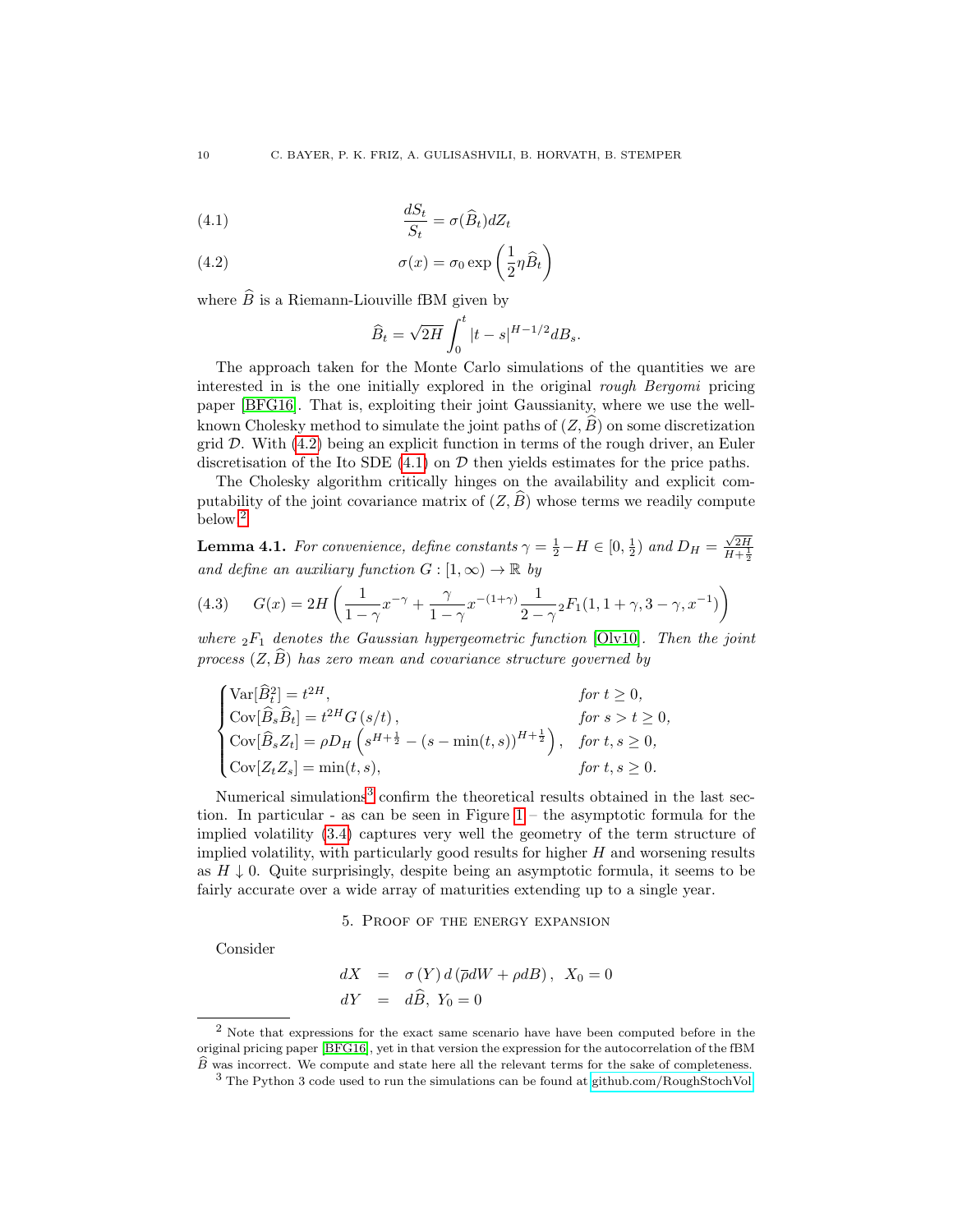$$\frac{dS_t}{S_t} = \sigma(\widehat{B}_t) dZ_t \tag{4.1}$$

$$\sigma(x) = \sigma_0 \exp\left(\frac{1}{2}\eta \widehat{B}_t\right) \tag{4.2}$$

where $\widehat{B}$ is a Riemann-Liouville fBM given by

$$\widehat{B}_t = \sqrt{2H} \int_0^t |t-s|^{H-1/2} dB_s.$$

The approach taken for the Monte Carlo simulations of the quantities we are interested in is the one initially explored in the original *rough Bergomi* pricing paper [BFG16]. That is, exploiting their joint Gaussianity, where we use the well-known Cholesky method to simulate the joint paths of $(Z, \widehat{B})$ on some discretization grid $\mathcal{D}$. With (4.2) being an explicit function in terms of the rough driver, an Euler discretisation of the Ito SDE (4.1) on $\mathcal{D}$ then yields estimates for the price paths.

The Cholesky algorithm critically hinges on the availability and explicit computability of the joint covariance matrix of $(Z, \widehat{B})$ whose terms we readily compute below.[2]

**Lemma 4.1.** *For convenience, define constants $\gamma = \frac{1}{2} - H \in [0, \frac{1}{2})$ and $D_H = \frac{\sqrt{2H}}{H+\frac{1}{2}}$ and define an auxiliary function $G : [1, \infty) \to \mathbb{R}$ by*

$$G(x) = 2H\left(\frac{1}{1-\gamma}x^{-\gamma} + \frac{\gamma}{1-\gamma}x^{-(1+\gamma)}\frac{1}{2-\gamma}\,{}_2F_1(1, 1+\gamma, 3-\gamma, x^{-1})\right) \tag{4.3}$$

*where ${}_2F_1$ denotes the Gaussian hypergeometric function [Olv10]. Then the joint process $(Z, \widehat{B})$ has zero mean and covariance structure governed by*

$$\begin{cases} \mathrm{Var}[\widehat{B}_t^2] = t^{2H}, & \text{for } t \geq 0, \\ \mathrm{Cov}[\widehat{B}_s \widehat{B}_t] = t^{2H} G(s/t), & \text{for } s > t \geq 0, \\ \mathrm{Cov}[\widehat{B}_s Z_t] = \rho D_H \left(s^{H+\frac{1}{2}} - (s - \min(t,s))^{H+\frac{1}{2}}\right), & \text{for } t, s \geq 0, \\ \mathrm{Cov}[Z_t Z_s] = \min(t,s), & \text{for } t, s \geq 0. \end{cases}$$

Numerical simulations[3] confirm the theoretical results obtained in the last section. In particular - as can be seen in Figure 1 – the asymptotic formula for the implied volatility (3.4) captures very well the geometry of the term structure of implied volatility, with particularly good results for higher $H$ and worsening results as $H \downarrow 0$. Quite surprisingly, despite being an asymptotic formula, it seems to be fairly accurate over a wide array of maturities extending up to a single year.

## 5. Proof of the energy expansion

Consider

$$\begin{aligned} dX &= \sigma(Y)\, d(\bar{\rho} dW + \rho dB), \;\; X_0 = 0 \\ dY &= d\widehat{B}, \; Y_0 = 0 \end{aligned}$$

---

[2] Note that expressions for the exact same scenario have have been computed before in the original pricing paper [BFG16], yet in that version the expression for the autocorrelation of the fBM $\widehat{B}$ was incorrect. We compute and state here all the relevant terms for the sake of completeness.

[3] The Python 3 code used to run the simulations can be found at github.com/RoughStochVol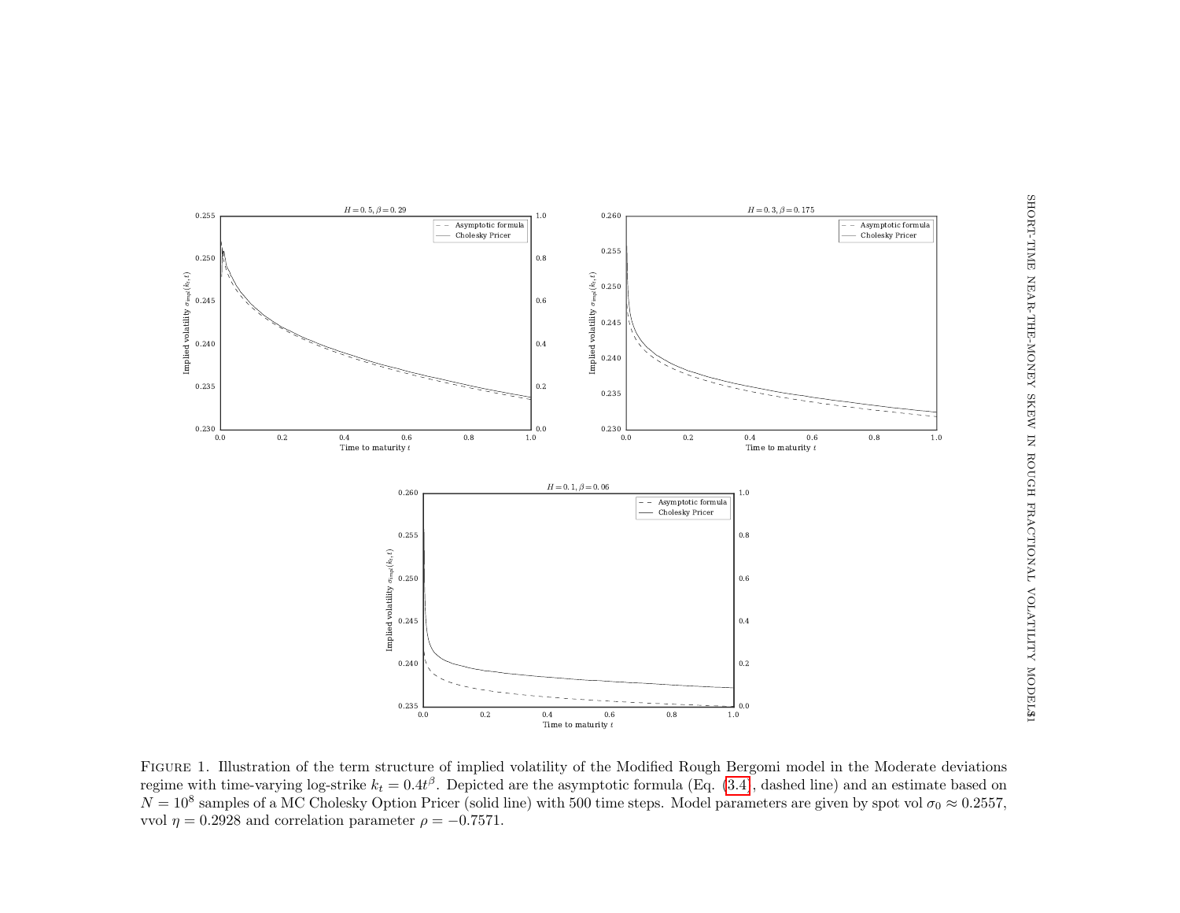FIGURE 1. Illustration of the term structure of implied volatility of the Modified Rough Bergomi model in the Moderate deviations regime with time-varying log-strike $k_t = 0.4t^{\beta}$. Depicted are the asymptotic formula (Eq. (3.4), dashed line) and an estimate based on $N = 10^8$ samples of a MC Cholesky Option Pricer (solid line) with 500 time steps. Model parameters are given by spot vol $\sigma_0 \approx 0.2557$, vvol $\eta = 0.2928$ and correlation parameter $\rho = -0.7571$.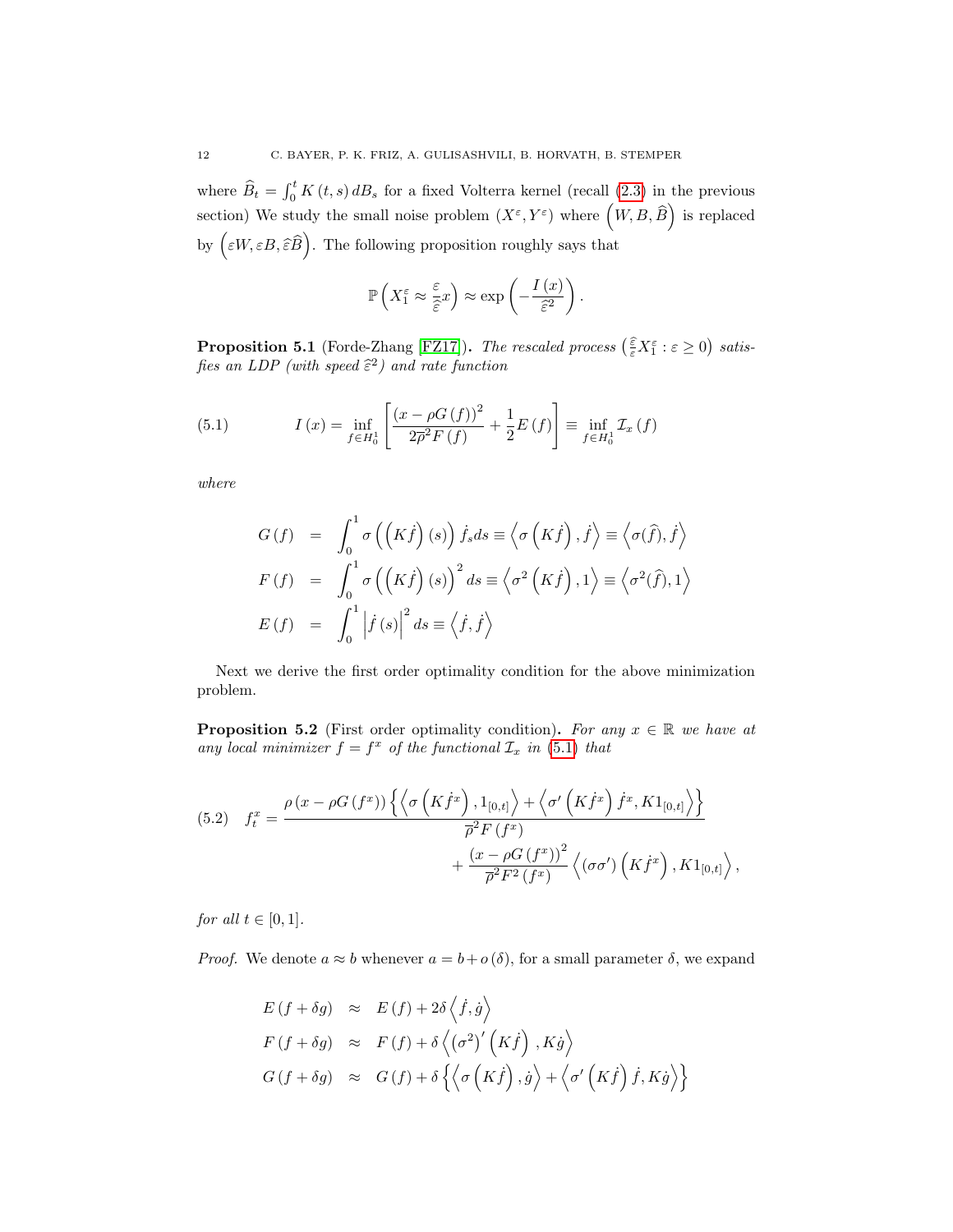where $\widehat{B}_t = \int_0^t K(t,s)\, dB_s$ for a fixed Volterra kernel (recall (2.3) in the previous section) We study the small noise problem $(X^\varepsilon, Y^\varepsilon)$ where $\left(W, B, \widehat{B}\right)$ is replaced by $\left(\varepsilon W, \varepsilon B, \widehat{\varepsilon} \widehat{B}\right)$. The following proposition roughly says that

$$\mathbb{P}\left(X_1^\varepsilon \approx \frac{\varepsilon}{\widehat{\varepsilon}} x\right) \approx \exp\left(-\frac{I(x)}{\widehat{\varepsilon}^2}\right).$$

**Proposition 5.1** (Forde-Zhang [FZ17])**.** *The rescaled process* $\left(\frac{\widehat{\varepsilon}}{\varepsilon} X_1^\varepsilon : \varepsilon \geq 0\right)$ *satisfies an LDP (with speed* $\widehat{\varepsilon}^2$*) and rate function*

$$I(x) = \inf_{f \in H_0^1} \left[\frac{(x - \rho G(f))^2}{2\overline{\rho}^2 F(f)} + \frac{1}{2} E(f)\right] \equiv \inf_{f \in H_0^1} \mathcal{I}_x(f) \tag{5.1}$$

*where*

$$\begin{aligned}
G(f) &= \int_0^1 \sigma\left(\left(K\dot{f}\right)(s)\right) \dot{f}_s ds \equiv \left\langle \sigma\left(K\dot{f}\right), \dot{f}\right\rangle \equiv \left\langle \sigma(\widehat{f}), \dot{f}\right\rangle \\
F(f) &= \int_0^1 \sigma\left(\left(K\dot{f}\right)(s)\right)^2 ds \equiv \left\langle \sigma^2\left(K\dot{f}\right), 1\right\rangle \equiv \left\langle \sigma^2(\widehat{f}), 1\right\rangle \\
E(f) &= \int_0^1 \left|\dot{f}(s)\right|^2 ds \equiv \left\langle \dot{f}, \dot{f}\right\rangle
\end{aligned}$$

Next we derive the first order optimality condition for the above minimization problem.

**Proposition 5.2** (First order optimality condition)**.** *For any* $x \in \mathbb{R}$ *we have at any local minimizer* $f = f^x$ *of the functional* $\mathcal{I}_x$ *in* (5.1) *that*

$$f_t^x = \frac{\rho\left(x - \rho G(f^x)\right)\left\{\left\langle \sigma\left(K\dot{f}^x\right), 1_{[0,t]}\right\rangle + \left\langle \sigma'\left(K\dot{f}^x\right)\dot{f}^x, K 1_{[0,t]}\right\rangle\right\}}{\overline{\rho}^2 F(f^x)} + \frac{\left(x - \rho G(f^x)\right)^2}{\overline{\rho}^2 F^2(f^x)}\left\langle (\sigma\sigma')\left(K\dot{f}^x\right), K 1_{[0,t]}\right\rangle, \tag{5.2}$$

*for all* $t \in [0,1]$.

*Proof.* We denote $a \approx b$ whenever $a = b + o(\delta)$, for a small parameter $\delta$, we expand

$$\begin{aligned}
E(f + \delta g) &\approx E(f) + 2\delta\left\langle \dot{f}, \dot{g}\right\rangle \\
F(f + \delta g) &\approx F(f) + \delta\left\langle \left(\sigma^2\right)'\left(K\dot{f}\right), K\dot{g}\right\rangle \\
G(f + \delta g) &\approx G(f) + \delta\left\{\left\langle \sigma\left(K\dot{f}\right), \dot{g}\right\rangle + \left\langle \sigma'\left(K\dot{f}\right)\dot{f}, K\dot{g}\right\rangle\right\}
\end{aligned}$$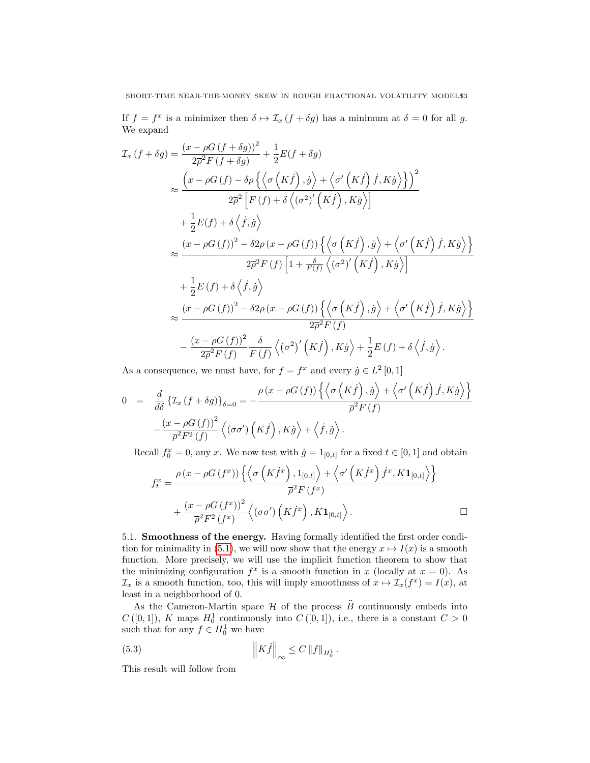If $f = f^x$ is a minimizer then $\delta \mapsto \mathcal{I}_x(f + \delta g)$ has a minimum at $\delta = 0$ for all $g$. We expand

$$
\begin{aligned}
\mathcal{I}_x(f+\delta g) &= \frac{\left(x - \rho G(f+\delta g)\right)^2}{2\overline{\rho}^2 F(f+\delta g)} + \frac{1}{2}E(f+\delta g) \\
&\approx \frac{\left(x - \rho G(f) - \delta\rho\left\{\left\langle \sigma\left(K\dot{f}\right), \dot{g}\right\rangle + \left\langle \sigma'\left(K\dot{f}\right)\dot{f}, K\dot{g}\right\rangle\right\}\right)^2}{2\overline{\rho}^2\left[F(f) + \delta\left\langle (\sigma^2)'\left(K\dot{f}\right), K\dot{g}\right\rangle\right]} \\
&\quad + \frac{1}{2}E(f) + \delta\left\langle \dot{f}, \dot{g}\right\rangle \\
&\approx \frac{(x-\rho G(f))^2 - \delta 2\rho(x-\rho G(f))\left\{\left\langle \sigma\left(K\dot{f}\right), \dot{g}\right\rangle + \left\langle \sigma'\left(K\dot{f}\right)\dot{f}, K\dot{g}\right\rangle\right\}}{2\overline{\rho}^2 F(f)\left[1 + \frac{\delta}{F(f)}\left\langle (\sigma^2)'\left(K\dot{f}\right), K\dot{g}\right\rangle\right]} \\
&\quad + \frac{1}{2}E(f) + \delta\left\langle \dot{f}, \dot{g}\right\rangle \\
&\approx \frac{(x-\rho G(f))^2 - \delta 2\rho(x-\rho G(f))\left\{\left\langle \sigma\left(K\dot{f}\right), \dot{g}\right\rangle + \left\langle \sigma'\left(K\dot{f}\right)\dot{f}, K\dot{g}\right\rangle\right\}}{2\overline{\rho}^2 F(f)} \\
&\quad - \frac{(x-\rho G(f))^2}{2\overline{\rho}^2 F(f)}\frac{\delta}{F(f)}\left\langle (\sigma^2)'\left(K\dot{f}\right), K\dot{g}\right\rangle + \frac{1}{2}E(f) + \delta\left\langle \dot{f}, \dot{g}\right\rangle.
\end{aligned}
$$

As a consequence, we must have, for $f = f^x$ and every $\dot{g} \in L^2[0,1]$

$$
\begin{aligned}
0 \quad = \quad & \frac{d}{d\delta}\left\{\mathcal{I}_x(f+\delta g)\right\}_{\delta=0} = -\frac{\rho(x-\rho G(f))\left\{\left\langle \sigma\left(K\dot{f}\right), \dot{g}\right\rangle + \left\langle \sigma'\left(K\dot{f}\right)\dot{f}, K\dot{g}\right\rangle\right\}}{\overline{\rho}^2 F(f)} \\
& - \frac{(x-\rho G(f))^2}{\overline{\rho}^2 F^2(f)}\left\langle (\sigma\sigma')\left(K\dot{f}\right), K\dot{g}\right\rangle + \left\langle \dot{f}, \dot{g}\right\rangle.
\end{aligned}
$$

Recall $f^x_0 = 0$, any $x$. We now test with $\dot{g} = 1_{[0,t]}$ for a fixed $t \in [0,1]$ and obtain

$$
\begin{aligned}
f^x_t &= \frac{\rho(x-\rho G(f^x))\left\{\left\langle \sigma\left(K\dot{f}^x\right), 1_{[0,t]}\right\rangle + \left\langle \sigma'\left(K\dot{f}^x\right)\dot{f}^x, K\mathbf{1}_{[0,t]}\right\rangle\right\}}{\overline{\rho}^2 F(f^x)} \\
&\quad + \frac{(x-\rho G(f^x))^2}{\overline{\rho}^2 F^2(f^x)}\left\langle (\sigma\sigma')\left(K\dot{f}^x\right), K\mathbf{1}_{[0,t]}\right\rangle. \qquad \square
\end{aligned}
$$

5.1. **Smoothness of the energy.** Having formally identified the first order condition for minimality in (5.1), we will now show that the energy $x \mapsto I(x)$ is a smooth function. More precisely, we will use the implicit function theorem to show that the minimizing configuration $f^x$ is a smooth function in $x$ (locally at $x = 0$). As $\mathcal{I}_x$ is a smooth function, too, this will imply smoothness of $x \mapsto \mathcal{I}_x(f^x) = I(x)$, at least in a neighborhood of 0.

As the Cameron-Martin space $\mathcal{H}$ of the process $\widehat{B}$ continuously embeds into $C([0,1])$, $K$ maps $H^1_0$ continuously into $C([0,1])$, i.e., there is a constant $C > 0$ such that for any $f \in H^1_0$ we have

$$
\left\| K\dot{f} \right\|_\infty \le C \left\| f \right\|_{H^1_0}. \tag{5.3}
$$

This result will follow from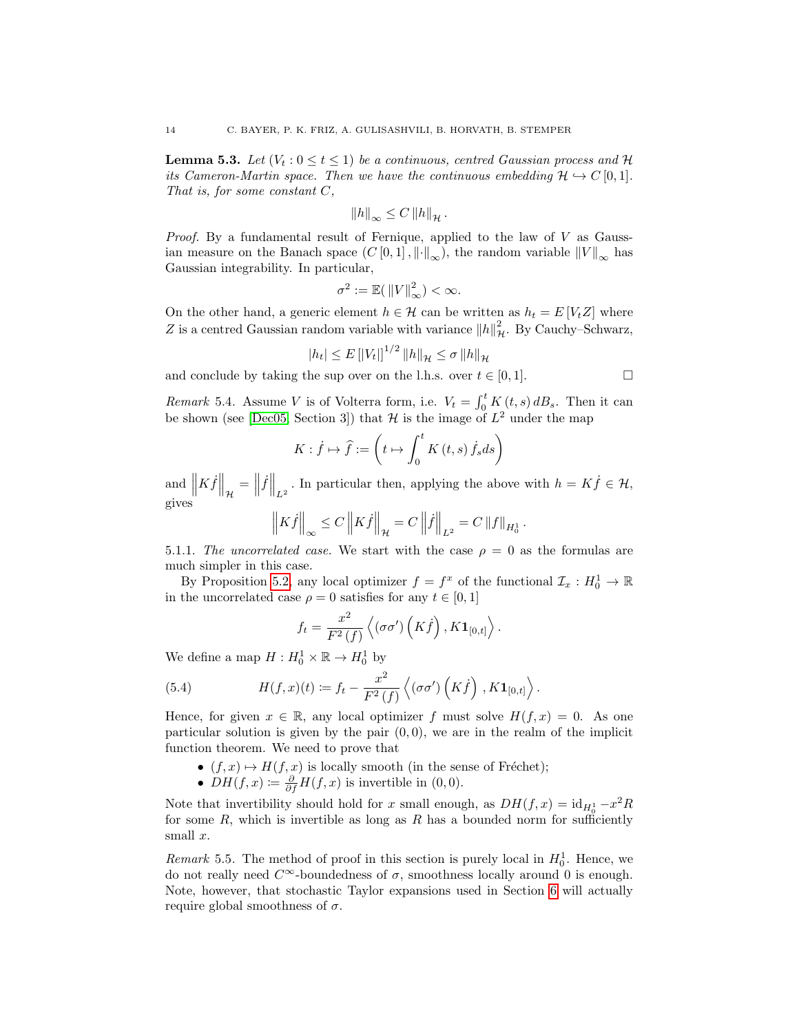**Lemma 5.3.** *Let $(V_t : 0 \le t \le 1)$ be a continuous, centred Gaussian process and $\mathcal{H}$ its Cameron-Martin space. Then we have the continuous embedding $\mathcal{H} \hookrightarrow C[0,1]$. That is, for some constant $C$,*

$$\|h\|_\infty \le C \|h\|_{\mathcal{H}}.$$

*Proof.* By a fundamental result of Fernique, applied to the law of $V$ as Gaussian measure on the Banach space $(C[0,1], \|\cdot\|_\infty)$, the random variable $\|V\|_\infty$ has Gaussian integrability. In particular,

$$\sigma^2 := \mathbb{E}(\|V\|_\infty^2) < \infty.$$

On the other hand, a generic element $h \in \mathcal{H}$ can be written as $h_t = E[V_t Z]$ where $Z$ is a centred Gaussian random variable with variance $\|h\|_{\mathcal{H}}^2$. By Cauchy–Schwarz,

$$|h_t| \le E[|V_t|]^{1/2} \|h\|_{\mathcal{H}} \le \sigma \|h\|_{\mathcal{H}}$$

and conclude by taking the sup over on the l.h.s. over $t \in [0,1]$. □

*Remark* 5.4. Assume $V$ is of Volterra form, i.e. $V_t = \int_0^t K(t,s)\,dB_s$. Then it can be shown (see [Dec05, Section 3]) that $\mathcal{H}$ is the image of $L^2$ under the map

$$K : \dot{f} \mapsto \widehat{f} := \left(t \mapsto \int_0^t K(t,s)\,\dot{f}_s ds\right)$$

and $\left\|K\dot{f}\right\|_{\mathcal{H}} = \left\|\dot{f}\right\|_{L^2}$. In particular then, applying the above with $h = K\dot{f} \in \mathcal{H}$, gives

$$\left\|K\dot{f}\right\|_\infty \le C \left\|K\dot{f}\right\|_{\mathcal{H}} = C\left\|\dot{f}\right\|_{L^2} = C\|f\|_{H_0^1}.$$

5.1.1. *The uncorrelated case.* We start with the case $\rho = 0$ as the formulas are much simpler in this case.

By Proposition 5.2, any local optimizer $f = f^x$ of the functional $\mathcal{I}_x : H_0^1 \to \mathbb{R}$ in the uncorrelated case $\rho = 0$ satisfies for any $t \in [0,1]$

$$f_t = \frac{x^2}{F^2(f)} \left\langle (\sigma\sigma')\left(K\dot{f}\right), K\mathbf{1}_{[0,t]}\right\rangle.$$

We define a map $H : H_0^1 \times \mathbb{R} \to H_0^1$ by

$$H(f,x)(t) := f_t - \frac{x^2}{F^2(f)} \left\langle (\sigma\sigma')\left(K\dot{f}\right), K\mathbf{1}_{[0,t]}\right\rangle. \tag{5.4}$$

Hence, for given $x \in \mathbb{R}$, any local optimizer $f$ must solve $H(f,x) = 0$. As one particular solution is given by the pair $(0,0)$, we are in the realm of the implicit function theorem. We need to prove that

- $(f,x) \mapsto H(f,x)$ is locally smooth (in the sense of Fréchet);
- $DH(f,x) := \frac{\partial}{\partial f} H(f,x)$ is invertible in $(0,0)$.

Note that invertibility should hold for $x$ small enough, as $DH(f,x) = \mathrm{id}_{H_0^1} - x^2 R$ for some $R$, which is invertible as long as $R$ has a bounded norm for sufficiently small $x$.

*Remark* 5.5. The method of proof in this section is purely local in $H_0^1$. Hence, we do not really need $C^\infty$-boundedness of $\sigma$, smoothness locally around 0 is enough. Note, however, that stochastic Taylor expansions used in Section 6 will actually require global smoothness of $\sigma$.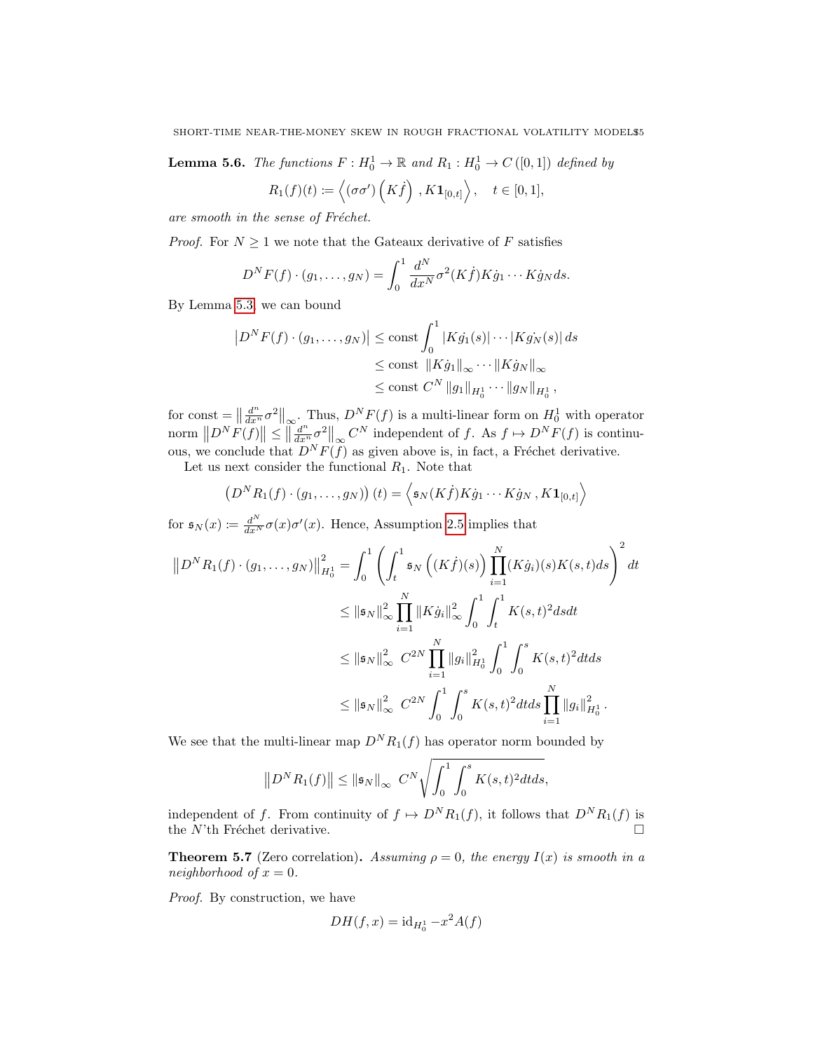**Lemma 5.6.** *The functions $F : H_0^1 \to \mathbb{R}$ and $R_1 : H_0^1 \to C([0,1])$ defined by*

$$R_1(f)(t) := \left\langle (\sigma\sigma')\left(K\dot{f}\right), K\mathbf{1}_{[0,t]}\right\rangle, \quad t \in [0,1],$$

*are smooth in the sense of Fréchet.*

*Proof.* For $N \geq 1$ we note that the Gateaux derivative of $F$ satisfies

$$D^N F(f) \cdot (g_1, \ldots, g_N) = \int_0^1 \frac{d^N}{dx^N}\sigma^2(K\dot{f})K\dot{g}_1 \cdots K\dot{g}_N ds.$$

By Lemma 5.3, we can bound

$$\begin{aligned}
\left|D^N F(f) \cdot (g_1, \ldots, g_N)\right| &\leq \text{const} \int_0^1 |K\dot{g}_1(s)| \cdots |K\dot{g}_N(s)|\, ds \\
&\leq \text{const}\ \|K\dot{g}_1\|_\infty \cdots \|K\dot{g}_N\|_\infty \\
&\leq \text{const}\ C^N \|g_1\|_{H_0^1} \cdots \|g_N\|_{H_0^1},
\end{aligned}$$

for const $= \left\|\frac{d^n}{dx^n}\sigma^2\right\|_\infty$. Thus, $D^N F(f)$ is a multi-linear form on $H_0^1$ with operator norm $\left\|D^N F(f)\right\| \leq \left\|\frac{d^n}{dx^n}\sigma^2\right\|_\infty C^N$ independent of $f$. As $f \mapsto D^N F(f)$ is continuous, we conclude that $D^N F(f)$ as given above is, in fact, a Fréchet derivative.

Let us next consider the functional $R_1$. Note that

$$\left(D^N R_1(f) \cdot (g_1, \ldots, g_N)\right)(t) = \left\langle \mathfrak{s}_N(K\dot{f})K\dot{g}_1 \cdots K\dot{g}_N, K\mathbf{1}_{[0,t]}\right\rangle$$

for $\mathfrak{s}_N(x) := \frac{d^N}{dx^N}\sigma(x)\sigma'(x)$. Hence, Assumption 2.5 implies that

$$\begin{aligned}
\left\|D^N R_1(f) \cdot (g_1, \ldots, g_N)\right\|_{H_0^1}^2 &= \int_0^1 \left(\int_t^1 \mathfrak{s}_N\left((K\dot{f})(s)\right)\prod_{i=1}^N (K\dot{g}_i)(s)K(s,t)ds\right)^2 dt \\
&\leq \|\mathfrak{s}_N\|_\infty^2 \prod_{i=1}^N \|K\dot{g}_i\|_\infty^2 \int_0^1 \int_t^1 K(s,t)^2 ds dt \\
&\leq \|\mathfrak{s}_N\|_\infty^2\ C^{2N} \prod_{i=1}^N \|g_i\|_{H_0^1}^2 \int_0^1 \int_0^s K(s,t)^2 dt ds \\
&\leq \|\mathfrak{s}_N\|_\infty^2\ C^{2N} \int_0^1 \int_0^s K(s,t)^2 dt ds \prod_{i=1}^N \|g_i\|_{H_0^1}^2.
\end{aligned}$$

We see that the multi-linear map $D^N R_1(f)$ has operator norm bounded by

$$\left\|D^N R_1(f)\right\| \leq \|\mathfrak{s}_N\|_\infty\ C^N \sqrt{\int_0^1 \int_0^s K(s,t)^2 dt ds},$$

independent of $f$. From continuity of $f \mapsto D^N R_1(f)$, it follows that $D^N R_1(f)$ is the $N$'th Fréchet derivative. □

**Theorem 5.7** (Zero correlation)**.** *Assuming $\rho = 0$, the energy $I(x)$ is smooth in a neighborhood of $x = 0$.*

*Proof.* By construction, we have

$$DH(f,x) = \mathrm{id}_{H_0^1} - x^2 A(f)$$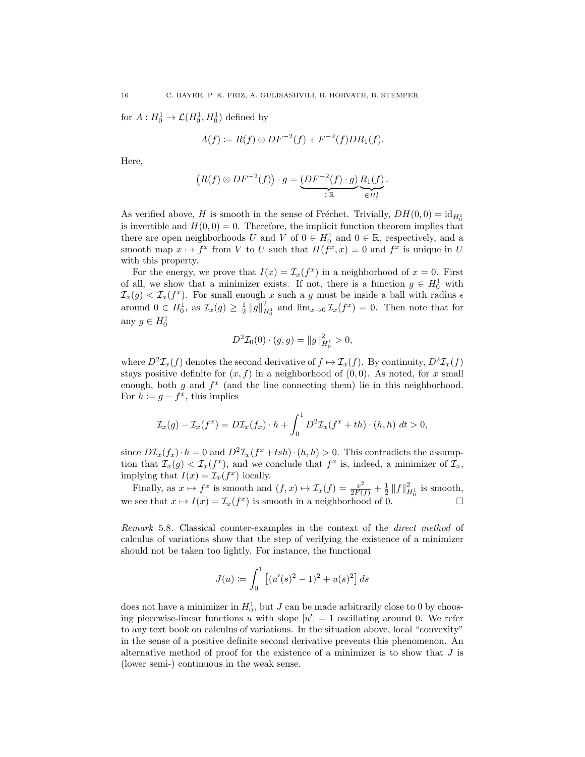for $A : H_0^1 \to \mathcal{L}(H_0^1, H_0^1)$ defined by

$$A(f) \coloneqq R(f) \otimes DF^{-2}(f) + F^{-2}(f) DR_1(f).$$

Here,

$$\big(R(f) \otimes DF^{-2}(f)\big) \cdot g = \underbrace{\big(DF^{-2}(f) \cdot g\big)}_{\in \mathbb{R}} \underbrace{R_1(f)}_{\in H_0^1}.$$

As verified above, $H$ is smooth in the sense of Fréchet. Trivially, $DH(0,0) = \mathrm{id}_{H_0^1}$ is invertible and $H(0,0) = 0$. Therefore, the implicit function theorem implies that there are open neighborhoods $U$ and $V$ of $0 \in H_0^1$ and $0 \in \mathbb{R}$, respectively, and a smooth map $x \mapsto f^x$ from $V$ to $U$ such that $H(f^x, x) \equiv 0$ and $f^x$ is unique in $U$ with this property.

For the energy, we prove that $I(x) = \mathcal{I}_x(f^x)$ in a neighborhood of $x = 0$. First of all, we show that a minimizer exists. If not, there is a function $g \in H_0^1$ with $\mathcal{I}_x(g) < \mathcal{I}_x(f^x)$. For small enough $x$ such a $g$ must be inside a ball with radius $\epsilon$ around $0 \in H_0^1$, as $\mathcal{I}_x(g) \geq \frac{1}{2} \|g\|_{H_0^1}^2$ and $\lim_{x \to 0} \mathcal{I}_x(f^x) = 0$. Then note that for any $g \in H_0^1$

$$D^2 \mathcal{I}_0(0) \cdot (g, g) = \|g\|_{H_0^1}^2 > 0,$$

where $D^2 \mathcal{I}_x(f)$ denotes the second derivative of $f \mapsto \mathcal{I}_x(f)$. By continuity, $D^2 \mathcal{I}_x(f)$ stays positive definite for $(x, f)$ in a neighborhood of $(0,0)$. As noted, for $x$ small enough, both $g$ and $f^x$ (and the line connecting them) lie in this neighborhood. For $h \coloneqq g - f^x$, this implies

$$\mathcal{I}_x(g) - \mathcal{I}_x(f^x) = D\mathcal{I}_x(f_x) \cdot h + \int_0^1 D^2 \mathcal{I}_x(f^x + th) \cdot (h, h) \, dt > 0,$$

since $D\mathcal{I}_x(f_x) \cdot h = 0$ and $D^2 \mathcal{I}_x(f^x + tsh) \cdot (h, h) > 0$. This contradicts the assumption that $\mathcal{I}_x(g) < \mathcal{I}_x(f^x)$, and we conclude that $f^x$ is, indeed, a minimizer of $\mathcal{I}_x$, implying that $I(x) = \mathcal{I}_x(f^x)$ locally.

Finally, as $x \mapsto f^x$ is smooth and $(f, x) \mapsto \mathcal{I}_x(f) = \frac{x^2}{2F(f)} + \frac{1}{2} \|f\|_{H_0^1}^2$ is smooth, we see that $x \mapsto I(x) = \mathcal{I}_x(f^x)$ is smooth in a neighborhood of 0. $\square$

*Remark* 5.8. Classical counter-examples in the context of the *direct method* of calculus of variations show that the step of verifying the existence of a minimizer should not be taken too lightly. For instance, the functional

$$J(u) \coloneqq \int_0^1 \left[ (u'(s)^2 - 1)^2 + u(s)^2 \right] ds$$

does not have a minimizer in $H_0^1$, but $J$ can be made arbitrarily close to 0 by choosing piecewise-linear functions $u$ with slope $|u'| = 1$ oscillating around 0. We refer to any text book on calculus of variations. In the situation above, local "convexity" in the sense of a positive definite second derivative prevents this phenomenon. An alternative method of proof for the existence of a minimizer is to show that $J$ is (lower semi-) continuous in the weak sense.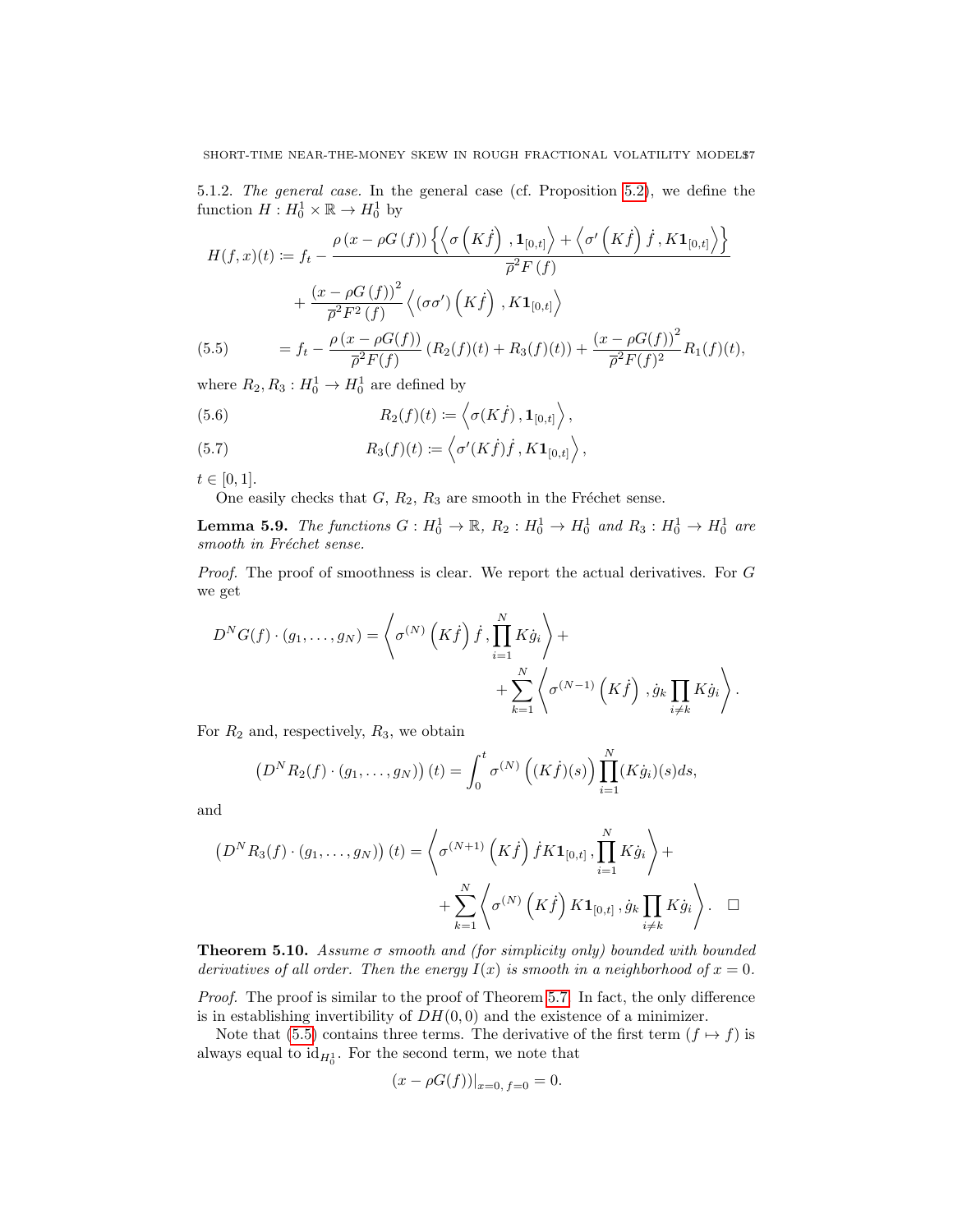5.1.2. *The general case.* In the general case (cf. Proposition 5.2), we define the function $H : H_0^1 \times \mathbb{R} \to H_0^1$ by

$$
\begin{aligned}
H(f,x)(t) &\coloneqq f_t - \frac{\rho\left(x - \rho G\left(f\right)\right)\left\{\left\langle \sigma\left(K\dot{f}\right), \mathbf{1}_{[0,t]}\right\rangle + \left\langle \sigma'\left(K\dot{f}\right)\dot{f}, K\mathbf{1}_{[0,t]}\right\rangle\right\}}{\overline{\rho}^2 F\left(f\right)} \\
&\quad + \frac{\left(x - \rho G\left(f\right)\right)^2}{\overline{\rho}^2 F^2\left(f\right)}\left\langle \left(\sigma\sigma'\right)\left(K\dot{f}\right), K\mathbf{1}_{[0,t]}\right\rangle \\
&= f_t - \frac{\rho\left(x - \rho G(f)\right)}{\overline{\rho}^2 F(f)}\left(R_2(f)(t) + R_3(f)(t)\right) + \frac{\left(x - \rho G(f)\right)^2}{\overline{\rho}^2 F(f)^2} R_1(f)(t), \qquad (5.5)
\end{aligned}
$$

where $R_2, R_3 : H_0^1 \to H_0^1$ are defined by

$$
R_2(f)(t) \coloneqq \left\langle \sigma(K\dot{f}), \mathbf{1}_{[0,t]}\right\rangle, \tag{5.6}
$$

$$
R_3(f)(t) \coloneqq \left\langle \sigma'(K\dot{f})\dot{f}, K\mathbf{1}_{[0,t]}\right\rangle, \tag{5.7}
$$

$t \in [0,1]$.

One easily checks that $G$, $R_2$, $R_3$ are smooth in the Fréchet sense.

**Lemma 5.9.** *The functions $G : H_0^1 \to \mathbb{R}$, $R_2 : H_0^1 \to H_0^1$ and $R_3 : H_0^1 \to H_0^1$ are smooth in Fréchet sense.*

*Proof.* The proof of smoothness is clear. We report the actual derivatives. For $G$ we get

$$
D^N G(f) \cdot (g_1, \dots, g_N) = \left\langle \sigma^{(N)}\left(K\dot{f}\right)\dot{f}, \prod_{i=1}^N K\dot{g}_i \right\rangle + \sum_{k=1}^N \left\langle \sigma^{(N-1)}\left(K\dot{f}\right), \dot{g}_k \prod_{i \neq k} K\dot{g}_i \right\rangle.
$$

For $R_2$ and, respectively, $R_3$, we obtain

$$
\left(D^N R_2(f) \cdot (g_1, \dots, g_N)\right)(t) = \int_0^t \sigma^{(N)}\left((K\dot{f})(s)\right) \prod_{i=1}^N (K\dot{g}_i)(s) ds,
$$

and

$$
\left(D^N R_3(f) \cdot (g_1, \dots, g_N)\right)(t) = \left\langle \sigma^{(N+1)}\left(K\dot{f}\right)\dot{f} K\mathbf{1}_{[0,t]}, \prod_{i=1}^N K\dot{g}_i \right\rangle + \sum_{k=1}^N \left\langle \sigma^{(N)}\left(K\dot{f}\right) K\mathbf{1}_{[0,t]}, \dot{g}_k \prod_{i \neq k} K\dot{g}_i \right\rangle. \quad \square
$$

**Theorem 5.10.** *Assume $\sigma$ smooth and (for simplicity only) bounded with bounded derivatives of all order. Then the energy $I(x)$ is smooth in a neighborhood of $x = 0$.*

*Proof.* The proof is similar to the proof of Theorem 5.7. In fact, the only difference is in establishing invertibility of $DH(0,0)$ and the existence of a minimizer.

Note that (5.5) contains three terms. The derivative of the first term ($f \mapsto f$) is always equal to $\mathrm{id}_{H_0^1}$. For the second term, we note that

$$
\left(x - \rho G(f)\right)\big|_{x=0,\, f=0} = 0.
$$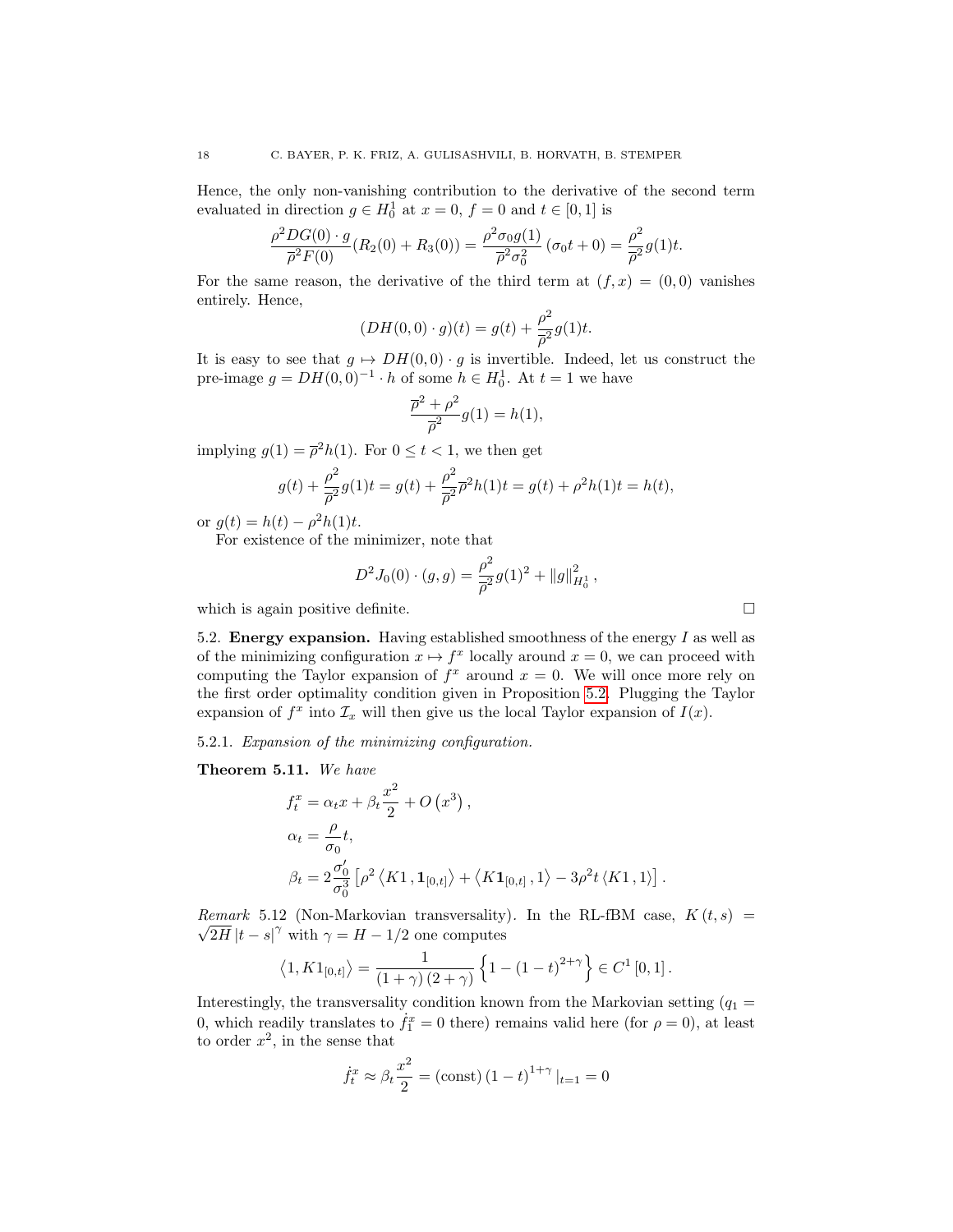Hence, the only non-vanishing contribution to the derivative of the second term evaluated in direction $g \in H_0^1$ at $x = 0$, $f = 0$ and $t \in [0,1]$ is

$$\frac{\rho^2 DG(0) \cdot g}{\overline{\rho}^2 F(0)}(R_2(0) + R_3(0)) = \frac{\rho^2 \sigma_0 g(1)}{\overline{\rho}^2 \sigma_0^2}(\sigma_0 t + 0) = \frac{\rho^2}{\overline{\rho}^2} g(1) t.$$

For the same reason, the derivative of the third term at $(f, x) = (0, 0)$ vanishes entirely. Hence,

$$(DH(0,0) \cdot g)(t) = g(t) + \frac{\rho^2}{\overline{\rho}^2} g(1) t.$$

It is easy to see that $g \mapsto DH(0,0) \cdot g$ is invertible. Indeed, let us construct the pre-image $g = DH(0,0)^{-1} \cdot h$ of some $h \in H_0^1$. At $t = 1$ we have

$$\frac{\overline{\rho}^2 + \rho^2}{\overline{\rho}^2} g(1) = h(1),$$

implying $g(1) = \overline{\rho}^2 h(1)$. For $0 \le t < 1$, we then get

$$g(t) + \frac{\rho^2}{\overline{\rho}^2} g(1) t = g(t) + \frac{\rho^2}{\overline{\rho}^2} \overline{\rho}^2 h(1) t = g(t) + \rho^2 h(1) t = h(t),$$

or $g(t) = h(t) - \rho^2 h(1) t$.

For existence of the minimizer, note that

$$D^2 J_0(0) \cdot (g, g) = \frac{\rho^2}{\overline{\rho}^2} g(1)^2 + \|g\|_{H_0^1}^2,$$

which is again positive definite. □

5.2. **Energy expansion.** Having established smoothness of the energy $I$ as well as of the minimizing configuration $x \mapsto f^x$ locally around $x = 0$, we can proceed with computing the Taylor expansion of $f^x$ around $x = 0$. We will once more rely on the first order optimality condition given in Proposition 5.2. Plugging the Taylor expansion of $f^x$ into $\mathcal{I}_x$ will then give us the local Taylor expansion of $I(x)$.

5.2.1. *Expansion of the minimizing configuration.*

**Theorem 5.11.** *We have*

$$\begin{aligned}
f_t^x &= \alpha_t x + \beta_t \frac{x^2}{2} + O\left(x^3\right), \\
\alpha_t &= \frac{\rho}{\sigma_0} t, \\
\beta_t &= 2 \frac{\sigma_0'}{\sigma_0^3} \left[ \rho^2 \left\langle K1, \mathbf{1}_{[0,t]} \right\rangle + \left\langle K \mathbf{1}_{[0,t]}, 1 \right\rangle - 3\rho^2 t \left\langle K1, 1 \right\rangle \right].
\end{aligned}$$

*Remark* 5.12 (Non-Markovian transversality). In the RL-fBM case, $K(t,s) = \sqrt{2H} |t-s|^\gamma$ with $\gamma = H - 1/2$ one computes

$$\left\langle 1, K 1_{[0,t]} \right\rangle = \frac{1}{(1+\gamma)(2+\gamma)} \left\{ 1 - (1-t)^{2+\gamma} \right\} \in C^1[0,1].$$

Interestingly, the transversality condition known from the Markovian setting ($q_1 = 0$, which readily translates to $\dot{f}_1^x = 0$ there) remains valid here (for $\rho = 0$), at least to order $x^2$, in the sense that

$$\dot{f}_t^x \approx \beta_t \frac{x^2}{2} = (\text{const}) (1-t)^{1+\gamma} |_{t=1} = 0$$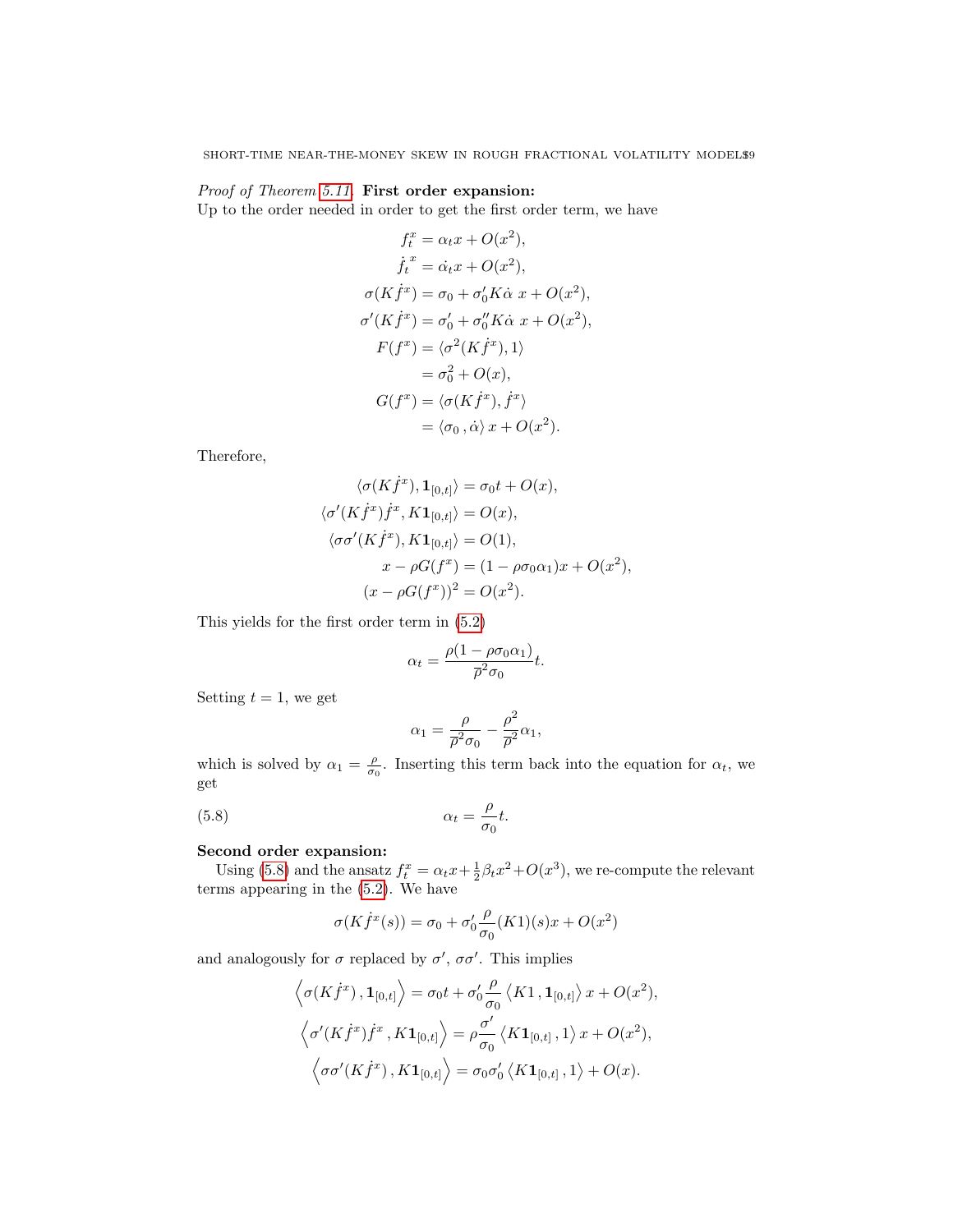*Proof of Theorem 5.11.* **First order expansion:**
Up to the order needed in order to get the first order term, we have

$$
\begin{aligned}
f_t^x &= \alpha_t x + O(x^2), \\
\dot{f}_t^{\,x} &= \dot{\alpha}_t x + O(x^2), \\
\sigma(K\dot{f}^x) &= \sigma_0 + \sigma_0' K\dot{\alpha}\; x + O(x^2), \\
\sigma'(K\dot{f}^x) &= \sigma_0' + \sigma_0'' K\dot{\alpha}\; x + O(x^2), \\
F(f^x) &= \langle \sigma^2(K\dot{f}^x), 1 \rangle \\
&= \sigma_0^2 + O(x), \\
G(f^x) &= \langle \sigma(K\dot{f}^x), \dot{f}^x \rangle \\
&= \langle \sigma_0 \,, \dot{\alpha} \rangle \, x + O(x^2).
\end{aligned}
$$

Therefore,

$$
\begin{aligned}
\langle \sigma(K\dot{f}^x), \mathbf{1}_{[0,t]} \rangle &= \sigma_0 t + O(x), \\
\langle \sigma'(K\dot{f}^x)\dot{f}^x, K\mathbf{1}_{[0,t]} \rangle &= O(x), \\
\langle \sigma\sigma'(K\dot{f}^x), K\mathbf{1}_{[0,t]} \rangle &= O(1), \\
x - \rho G(f^x) &= (1 - \rho\sigma_0\alpha_1)x + O(x^2), \\
(x - \rho G(f^x))^2 &= O(x^2).
\end{aligned}
$$

This yields for the first order term in (5.2)

$$
\alpha_t = \frac{\rho(1 - \rho\sigma_0\alpha_1)}{\overline{\rho}^2\sigma_0} t.
$$

Setting $t = 1$, we get

$$
\alpha_1 = \frac{\rho}{\overline{\rho}^2\sigma_0} - \frac{\rho^2}{\overline{\rho}^2}\alpha_1,
$$

which is solved by $\alpha_1 = \frac{\rho}{\sigma_0}$. Inserting this term back into the equation for $\alpha_t$, we get

$$
\alpha_t = \frac{\rho}{\sigma_0} t. \tag{5.8}
$$

**Second order expansion:**
Using (5.8) and the ansatz $f_t^x = \alpha_t x + \frac{1}{2}\beta_t x^2 + O(x^3)$, we re-compute the relevant terms appearing in the (5.2). We have

$$
\sigma(K\dot{f}^x(s)) = \sigma_0 + \sigma_0' \frac{\rho}{\sigma_0}(K1)(s)x + O(x^2)
$$

and analogously for $\sigma$ replaced by $\sigma'$, $\sigma\sigma'$. This implies

$$
\begin{aligned}
\left\langle \sigma(K\dot{f}^x) \,, \mathbf{1}_{[0,t]} \right\rangle &= \sigma_0 t + \sigma_0' \frac{\rho}{\sigma_0} \left\langle K1 \,, \mathbf{1}_{[0,t]} \right\rangle x + O(x^2), \\
\left\langle \sigma'(K\dot{f}^x)\dot{f}^x \,, K\mathbf{1}_{[0,t]} \right\rangle &= \rho \frac{\sigma'}{\sigma_0} \left\langle K\mathbf{1}_{[0,t]} \,, 1 \right\rangle x + O(x^2), \\
\left\langle \sigma\sigma'(K\dot{f}^x) \,, K\mathbf{1}_{[0,t]} \right\rangle &= \sigma_0\sigma_0' \left\langle K\mathbf{1}_{[0,t]} \,, 1 \right\rangle + O(x).
\end{aligned}
$$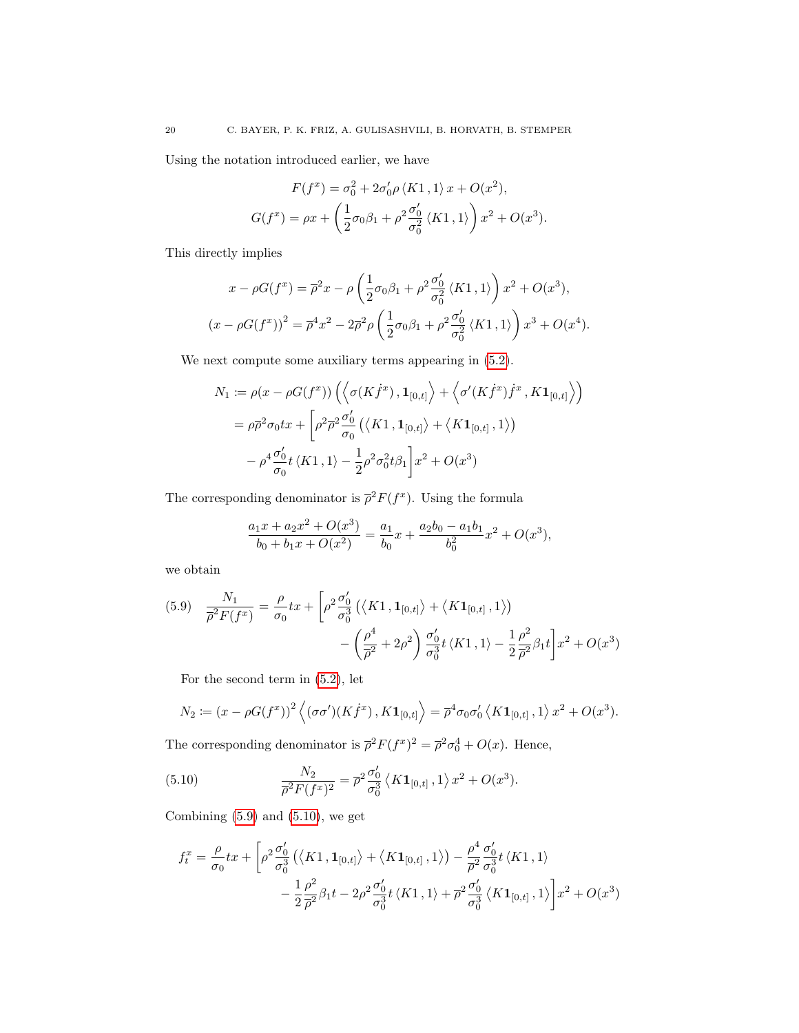Using the notation introduced earlier, we have

$$F(f^x) = \sigma_0^2 + 2\sigma_0' \rho \langle K1 \,, 1 \rangle \, x + O(x^2),$$
$$G(f^x) = \rho x + \left( \frac{1}{2}\sigma_0 \beta_1 + \rho^2 \frac{\sigma_0'}{\sigma_0^2} \langle K1 \,, 1 \rangle \right) x^2 + O(x^3).$$

This directly implies

$$x - \rho G(f^x) = \overline{\rho}^2 x - \rho \left( \frac{1}{2}\sigma_0 \beta_1 + \rho^2 \frac{\sigma_0'}{\sigma_0^2} \langle K1 \,, 1 \rangle \right) x^2 + O(x^3),$$
$$(x - \rho G(f^x))^2 = \overline{\rho}^4 x^2 - 2\overline{\rho}^2 \rho \left( \frac{1}{2}\sigma_0 \beta_1 + \rho^2 \frac{\sigma_0'}{\sigma_0^2} \langle K1 \,, 1 \rangle \right) x^3 + O(x^4).$$

We next compute some auxiliary terms appearing in (5.2).

$$\begin{aligned}
N_1 &:= \rho(x - \rho G(f^x)) \left( \left\langle \sigma(K\dot{f}^x) \,, \mathbf{1}_{[0,t]} \right\rangle + \left\langle \sigma'(K\dot{f}^x)\dot{f}^x \,, K\mathbf{1}_{[0,t]} \right\rangle \right) \\
&= \rho \overline{\rho}^2 \sigma_0 t x + \Bigg[ \rho^2 \overline{\rho}^2 \frac{\sigma_0'}{\sigma_0} \left( \left\langle K1 \,, \mathbf{1}_{[0,t]} \right\rangle + \left\langle K\mathbf{1}_{[0,t]} \,, 1 \right\rangle \right) \\
&\quad - \rho^4 \frac{\sigma_0'}{\sigma_0} t \langle K1 \,, 1 \rangle - \frac{1}{2}\rho^2 \sigma_0^2 t \beta_1 \Bigg] x^2 + O(x^3)
\end{aligned}$$

The corresponding denominator is $\overline{\rho}^2 F(f^x)$. Using the formula

$$\frac{a_1 x + a_2 x^2 + O(x^3)}{b_0 + b_1 x + O(x^2)} = \frac{a_1}{b_0} x + \frac{a_2 b_0 - a_1 b_1}{b_0^2} x^2 + O(x^3),$$

we obtain

$$\begin{aligned}
\frac{N_1}{\overline{\rho}^2 F(f^x)} &= \frac{\rho}{\sigma_0} t x + \Bigg[ \rho^2 \frac{\sigma_0'}{\sigma_0^3} \left( \left\langle K1 \,, \mathbf{1}_{[0,t]} \right\rangle + \left\langle K\mathbf{1}_{[0,t]} \,, 1 \right\rangle \right) \\
&\quad - \left( \frac{\rho^4}{\overline{\rho}^2} + 2\rho^2 \right) \frac{\sigma_0'}{\sigma_0^3} t \langle K1 \,, 1 \rangle - \frac{1}{2}\frac{\rho^2}{\overline{\rho}^2} \beta_1 t \Bigg] x^2 + O(x^3)
\end{aligned} \tag{5.9}$$

For the second term in (5.2), let

$$N_2 := (x - \rho G(f^x))^2 \left\langle (\sigma\sigma')(K\dot{f}^x) \,, K\mathbf{1}_{[0,t]} \right\rangle = \overline{\rho}^4 \sigma_0 \sigma_0' \left\langle K\mathbf{1}_{[0,t]} \,, 1 \right\rangle x^2 + O(x^3).$$

The corresponding denominator is $\overline{\rho}^2 F(f^x)^2 = \overline{\rho}^2 \sigma_0^4 + O(x)$. Hence,

$$\frac{N_2}{\overline{\rho}^2 F(f^x)^2} = \overline{\rho}^2 \frac{\sigma_0'}{\sigma_0^3} \left\langle K\mathbf{1}_{[0,t]} \,, 1 \right\rangle x^2 + O(x^3). \tag{5.10}$$

Combining (5.9) and (5.10), we get

$$\begin{aligned}
f_t^x &= \frac{\rho}{\sigma_0} t x + \Bigg[ \rho^2 \frac{\sigma_0'}{\sigma_0^3} \left( \left\langle K1 \,, \mathbf{1}_{[0,t]} \right\rangle + \left\langle K\mathbf{1}_{[0,t]} \,, 1 \right\rangle \right) - \frac{\rho^4}{\overline{\rho}^2} \frac{\sigma_0'}{\sigma_0^3} t \langle K1 \,, 1 \rangle \\
&\quad - \frac{1}{2}\frac{\rho^2}{\overline{\rho}^2} \beta_1 t - 2\rho^2 \frac{\sigma_0'}{\sigma_0^3} t \langle K1 \,, 1 \rangle + \overline{\rho}^2 \frac{\sigma_0'}{\sigma_0^3} \left\langle K\mathbf{1}_{[0,t]} \,, 1 \right\rangle \Bigg] x^2 + O(x^3)
\end{aligned}$$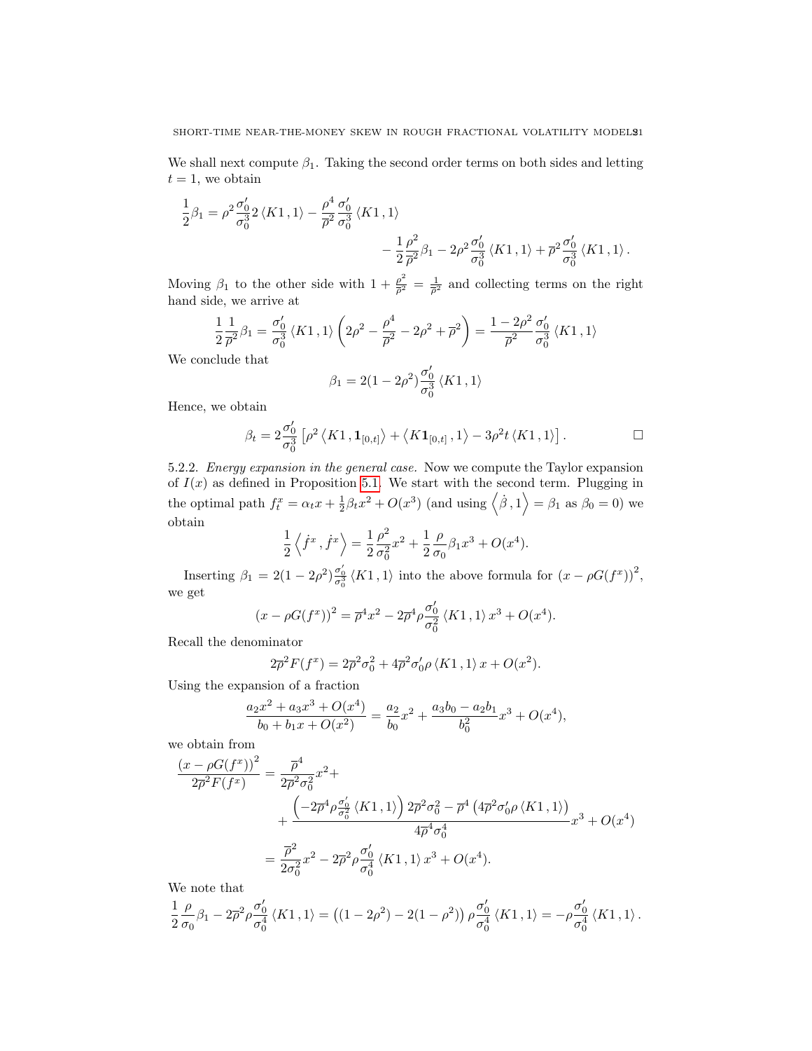We shall next compute $\beta_1$. Taking the second order terms on both sides and letting $t = 1$, we obtain

$$\frac{1}{2}\beta_1 = \rho^2 \frac{\sigma_0'}{\sigma_0^3} 2 \langle K1\,, 1\rangle - \frac{\rho^4}{\overline{\rho}^2}\frac{\sigma_0'}{\sigma_0^3}\langle K1\,, 1\rangle \\ - \frac{1}{2}\frac{\rho^2}{\overline{\rho}^2}\beta_1 - 2\rho^2\frac{\sigma_0'}{\sigma_0^3}\langle K1\,, 1\rangle + \overline{\rho}^2\frac{\sigma_0'}{\sigma_0^3}\langle K1\,, 1\rangle .$$

Moving $\beta_1$ to the other side with $1 + \frac{\rho^2}{\overline{\rho}^2} = \frac{1}{\overline{\rho}^2}$ and collecting terms on the right hand side, we arrive at

$$\frac{1}{2}\frac{1}{\overline{\rho}^2}\beta_1 = \frac{\sigma_0'}{\sigma_0^3}\langle K1\,, 1\rangle\left(2\rho^2 - \frac{\rho^4}{\overline{\rho}^2} - 2\rho^2 + \overline{\rho}^2\right) = \frac{1-2\rho^2}{\overline{\rho}^2}\frac{\sigma_0'}{\sigma_0^3}\langle K1\,, 1\rangle$$

We conclude that

$$\beta_1 = 2(1-2\rho^2)\frac{\sigma_0'}{\sigma_0^3}\langle K1\,, 1\rangle$$

Hence, we obtain

$$\beta_t = 2\frac{\sigma_0'}{\sigma_0^3}\left[\rho^2\left\langle K1\,, \mathbf{1}_{[0,t]}\right\rangle + \left\langle K\mathbf{1}_{[0,t]}\,, 1\right\rangle - 3\rho^2 t\left\langle K1\,, 1\right\rangle\right]. \qquad \square$$

5.2.2. *Energy expansion in the general case.* Now we compute the Taylor expansion of $I(x)$ as defined in Proposition 5.1. We start with the second term. Plugging in the optimal path $f_t^x = \alpha_t x + \frac{1}{2}\beta_t x^2 + O(x^3)$ (and using $\left\langle \dot{\beta}\,, 1\right\rangle = \beta_1$ as $\beta_0 = 0$) we obtain

$$\frac{1}{2}\left\langle \dot{f}^x\,, \dot{f}^x\right\rangle = \frac{1}{2}\frac{\rho^2}{\sigma_0^2}x^2 + \frac{1}{2}\frac{\rho}{\sigma_0}\beta_1 x^3 + O(x^4).$$

Inserting $\beta_1 = 2(1-2\rho^2)\frac{\sigma_0'}{\sigma_0^3}\langle K1\,, 1\rangle$ into the above formula for $(x - \rho G(f^x))^2$, we get

$$(x - \rho G(f^x))^2 = \overline{\rho}^4 x^2 - 2\overline{\rho}^4\rho\frac{\sigma_0'}{\sigma_0^2}\langle K1\,, 1\rangle x^3 + O(x^4).$$

Recall the denominator

$$2\overline{\rho}^2 F(f^x) = 2\overline{\rho}^2\sigma_0^2 + 4\overline{\rho}^2\sigma_0'\rho\langle K1\,, 1\rangle x + O(x^2).$$

Using the expansion of a fraction

$$\frac{a_2x^2 + a_3x^3 + O(x^4)}{b_0 + b_1x + O(x^2)} = \frac{a_2}{b_0}x^2 + \frac{a_3b_0 - a_2b_1}{b_0^2}x^3 + O(x^4),$$

we obtain from

$$\begin{aligned}\frac{(x - \rho G(f^x))^2}{2\overline{\rho}^2 F(f^x)} &= \frac{\overline{\rho}^4}{2\overline{\rho}^2\sigma_0^2}x^2 + \\ &\quad + \frac{\left(-2\overline{\rho}^4\rho\frac{\sigma_0'}{\sigma_0^2}\langle K1\,, 1\rangle\right)2\overline{\rho}^2\sigma_0^2 - \overline{\rho}^4\left(4\overline{\rho}^2\sigma_0'\rho\langle K1\,, 1\rangle\right)}{4\overline{\rho}^4\sigma_0^4}x^3 + O(x^4) \\ &= \frac{\overline{\rho}^2}{2\sigma_0^2}x^2 - 2\overline{\rho}^2\rho\frac{\sigma_0'}{\sigma_0^4}\langle K1\,, 1\rangle x^3 + O(x^4).\end{aligned}$$

We note that

$$\frac{1}{2}\frac{\rho}{\sigma_0}\beta_1 - 2\overline{\rho}^2\rho\frac{\sigma_0'}{\sigma_0^4}\langle K1\,, 1\rangle = \left((1-2\rho^2) - 2(1-\rho^2)\right)\rho\frac{\sigma_0'}{\sigma_0^4}\langle K1\,, 1\rangle = -\rho\frac{\sigma_0'}{\sigma_0^4}\langle K1\,, 1\rangle .$$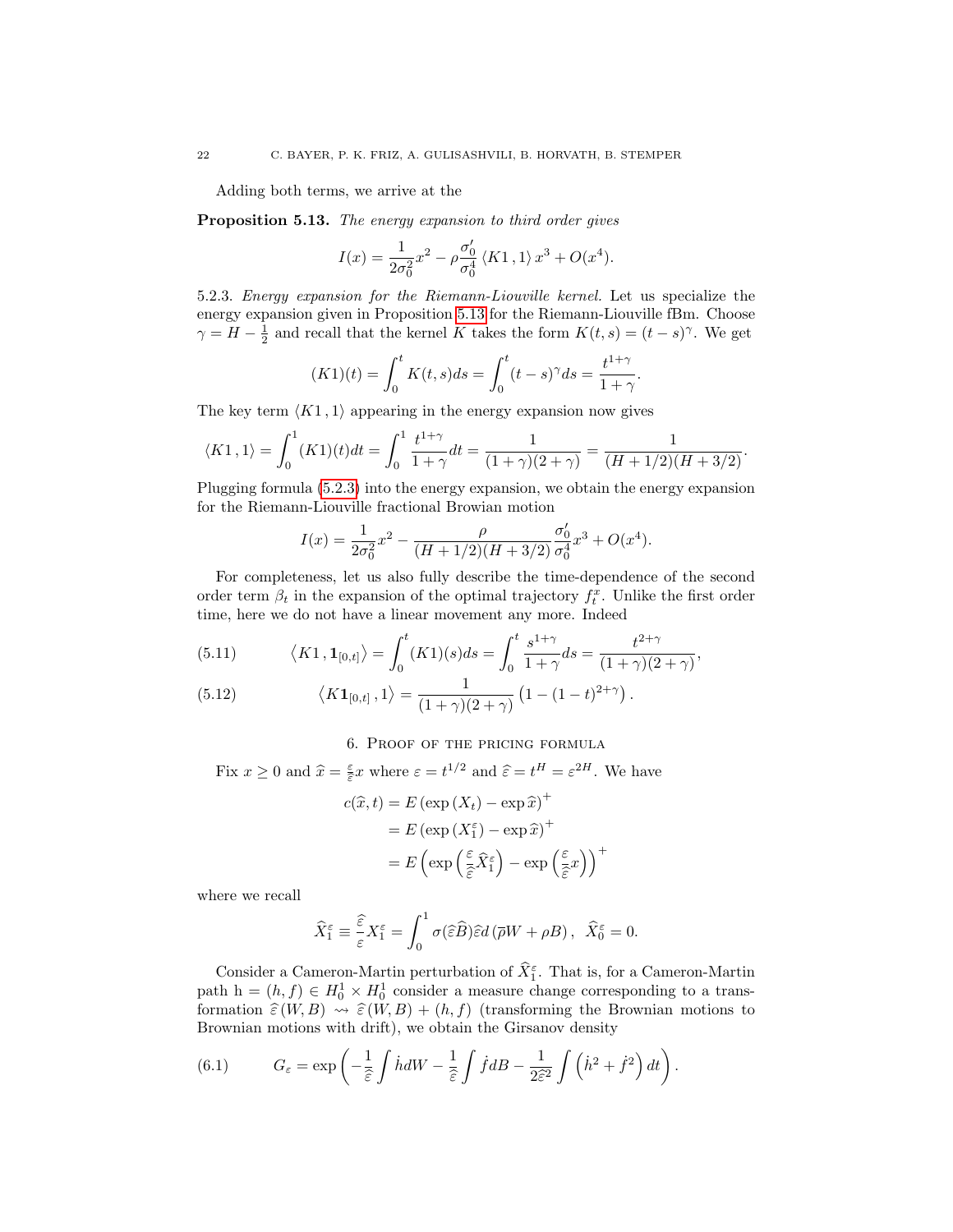Adding both terms, we arrive at the

**Proposition 5.13.** *The energy expansion to third order gives*

$$I(x) = \frac{1}{2\sigma_0^2}x^2 - \rho\frac{\sigma_0'}{\sigma_0^4}\langle K1\,,1\rangle\, x^3 + O(x^4).$$

5.2.3. *Energy expansion for the Riemann-Liouville kernel.* Let us specialize the energy expansion given in Proposition 5.13 for the Riemann-Liouville fBm. Choose $\gamma = H - \frac{1}{2}$ and recall that the kernel $K$ takes the form $K(t,s) = (t-s)^\gamma$. We get

$$(K1)(t) = \int_0^t K(t,s)ds = \int_0^t (t-s)^\gamma ds = \frac{t^{1+\gamma}}{1+\gamma}.$$

The key term $\langle K1\,,1\rangle$ appearing in the energy expansion now gives

$$\langle K1\,,1\rangle = \int_0^1 (K1)(t)dt = \int_0^1 \frac{t^{1+\gamma}}{1+\gamma}dt = \frac{1}{(1+\gamma)(2+\gamma)} = \frac{1}{(H+1/2)(H+3/2)}.$$

Plugging formula (5.2.3) into the energy expansion, we obtain the energy expansion for the Riemann-Liouville fractional Browian motion

$$I(x) = \frac{1}{2\sigma_0^2}x^2 - \frac{\rho}{(H+1/2)(H+3/2)}\frac{\sigma_0'}{\sigma_0^4}x^3 + O(x^4).$$

For completeness, let us also fully describe the time-dependence of the second order term $\beta_t$ in the expansion of the optimal trajectory $f_t^x$. Unlike the first order time, here we do not have a linear movement any more. Indeed

$$\left\langle K1\,,\mathbf{1}_{[0,t]}\right\rangle = \int_0^t (K1)(s)ds = \int_0^t \frac{s^{1+\gamma}}{1+\gamma}ds = \frac{t^{2+\gamma}}{(1+\gamma)(2+\gamma)}, \tag{5.11}$$

$$\left\langle K\mathbf{1}_{[0,t]}\,,1\right\rangle = \frac{1}{(1+\gamma)(2+\gamma)}\left(1-(1-t)^{2+\gamma}\right). \tag{5.12}$$

## 6. Proof of the pricing formula

Fix $x \geq 0$ and $\widehat{x} = \frac{\varepsilon}{\widehat{\varepsilon}}x$ where $\varepsilon = t^{1/2}$ and $\widehat{\varepsilon} = t^H = \varepsilon^{2H}$. We have

$$\begin{aligned}
c(\widehat{x},t) &= E\left(\exp\left(X_t\right) - \exp\widehat{x}\right)^+ \\
&= E\left(\exp\left(X_1^\varepsilon\right) - \exp\widehat{x}\right)^+ \\
&= E\left(\exp\left(\frac{\varepsilon}{\widehat{\varepsilon}}\widehat{X}_1^\varepsilon\right) - \exp\left(\frac{\varepsilon}{\widehat{\varepsilon}}x\right)\right)^+
\end{aligned}$$

where we recall

$$\widehat{X}_1^\varepsilon \equiv \frac{\widehat{\varepsilon}}{\varepsilon}X_1^\varepsilon = \int_0^1 \sigma(\widehat{\varepsilon}\widehat{B})\widehat{\varepsilon}d\left(\overline{\rho}W + \rho B\right),\;\; \widehat{X}_0^\varepsilon = 0.$$

Consider a Cameron-Martin perturbation of $\widehat{X}_1^\varepsilon$. That is, for a Cameron-Martin path $\mathrm{h} = (h,f) \in H_0^1 \times H_0^1$ consider a measure change corresponding to a transformation $\widehat{\varepsilon}(W,B) \rightsquigarrow \widehat{\varepsilon}(W,B) + (h,f)$ (transforming the Brownian motions to Brownian motions with drift), we obtain the Girsanov density

$$G_\varepsilon = \exp\left(-\frac{1}{\widehat{\varepsilon}}\int \dot{h}dW - \frac{1}{\widehat{\varepsilon}}\int \dot{f}dB - \frac{1}{2\widehat{\varepsilon}^2}\int\left(\dot{h}^2 + \dot{f}^2\right)dt\right). \tag{6.1}$$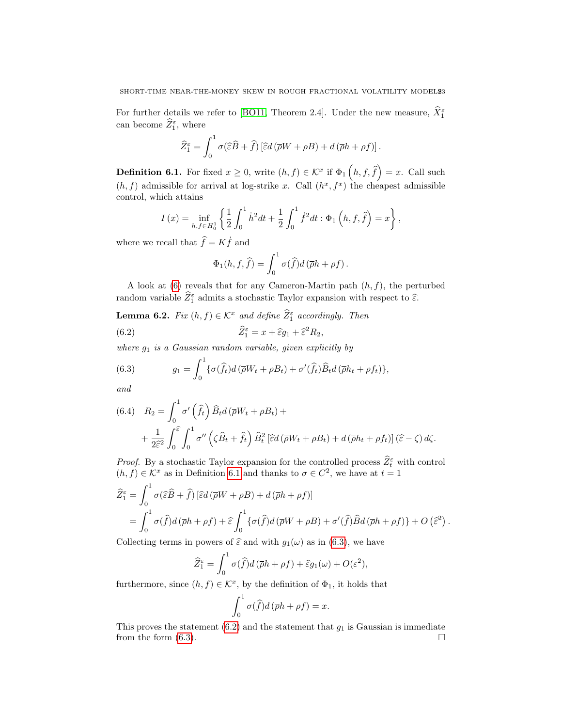For further details we refer to [BO11, Theorem 2.4]. Under the new measure, $\widehat{X}_1^\varepsilon$ can become $\widehat{Z}_1^\varepsilon$, where

$$\widehat{Z}_1^\varepsilon = \int_0^1 \sigma(\widehat{\varepsilon}\widehat{B} + \widehat{f}) \left[\widehat{\varepsilon} d\left(\overline{\rho}W + \rho B\right) + d\left(\overline{\rho}h + \rho f\right)\right].$$

**Definition 6.1.** For fixed $x \geq 0$, write $(h, f) \in \mathcal{K}^x$ if $\Phi_1\left(h, f, \widehat{f}\right) = x$. Call such $(h, f)$ admissible for arrival at log-strike $x$. Call $(h^x, f^x)$ the cheapest admissible control, which attains

$$I(x) = \inf_{h, f \in H_0^1} \left\{ \frac{1}{2}\int_0^1 \dot{h}^2 dt + \frac{1}{2}\int_0^1 \dot{f}^2 dt : \Phi_1\left(h, f, \widehat{f}\right) = x \right\},$$

where we recall that $\widehat{f} = K\dot{f}$ and

$$\Phi_1(h, f, \widehat{f}) = \int_0^1 \sigma(\widehat{f}) d\left(\overline{\rho}h + \rho f\right).$$

A look at (6) reveals that for any Cameron-Martin path $(h, f)$, the perturbed random variable $\widehat{Z}_1^\varepsilon$ admits a stochastic Taylor expansion with respect to $\widehat{\varepsilon}$.

**Lemma 6.2.** *Fix $(h, f) \in \mathcal{K}^x$ and define $\widehat{Z}_1^\varepsilon$ accordingly. Then*

$$\widehat{Z}_1^\varepsilon = x + \widehat{\varepsilon} g_1 + \widehat{\varepsilon}^2 R_2, \tag{6.2}$$

*where $g_1$ is a Gaussian random variable, given explicitly by*

$$g_1 = \int_0^1 \{\sigma(\widehat{f}_t) d\left(\overline{\rho}W_t + \rho B_t\right) + \sigma'(\widehat{f}_t)\widehat{B}_t d\left(\overline{\rho}h_t + \rho f_t\right)\}, \tag{6.3}$$

*and*

$$\begin{aligned} R_2 = &\int_0^1 \sigma'\left(\widehat{f}_t\right) \widehat{B}_t d\left(\overline{\rho}W_t + \rho B_t\right) + \\ &+ \frac{1}{2\widehat{\varepsilon}^2}\int_0^{\widehat{\varepsilon}}\int_0^1 \sigma''\left(\zeta\widehat{B}_t + \widehat{f}_t\right)\widehat{B}_t^2 \left[\widehat{\varepsilon} d\left(\overline{\rho}W_t + \rho B_t\right) + d\left(\overline{\rho}h_t + \rho f_t\right)\right](\widehat{\varepsilon} - \zeta) d\zeta. \end{aligned} \tag{6.4}$$

*Proof.* By a stochastic Taylor expansion for the controlled process $\widehat{Z}_t^\varepsilon$ with control $(h, f) \in \mathcal{K}^x$ as in Definition 6.1 and thanks to $\sigma \in C^2$, we have at $t = 1$

$$\begin{aligned} \widehat{Z}_1^\varepsilon &= \int_0^1 \sigma(\widehat{\varepsilon}\widehat{B} + \widehat{f}) \left[\widehat{\varepsilon} d\left(\overline{\rho}W + \rho B\right) + d\left(\overline{\rho}h + \rho f\right)\right] \\ &= \int_0^1 \sigma(\widehat{f}) d\left(\overline{\rho}h + \rho f\right) + \widehat{\varepsilon}\int_0^1 \{\sigma(\widehat{f}) d\left(\overline{\rho}W + \rho B\right) + \sigma'(\widehat{f})\widehat{B} d\left(\overline{\rho}h + \rho f\right)\} + O\left(\widehat{\varepsilon}^2\right). \end{aligned}$$

Collecting terms in powers of $\widehat{\varepsilon}$ and with $g_1(\omega)$ as in (6.3), we have

$$\widehat{Z}_1^\varepsilon = \int_0^1 \sigma(\widehat{f}) d\left(\overline{\rho}h + \rho f\right) + \widehat{\varepsilon} g_1(\omega) + O(\varepsilon^2),$$

furthermore, since $(h, f) \in \mathcal{K}^x$, by the definition of $\Phi_1$, it holds that

$$\int_0^1 \sigma(\widehat{f}) d\left(\overline{\rho}h + \rho f\right) = x.$$

This proves the statement (6.2) and the statement that $g_1$ is Gaussian is immediate from the form (6.3). $\square$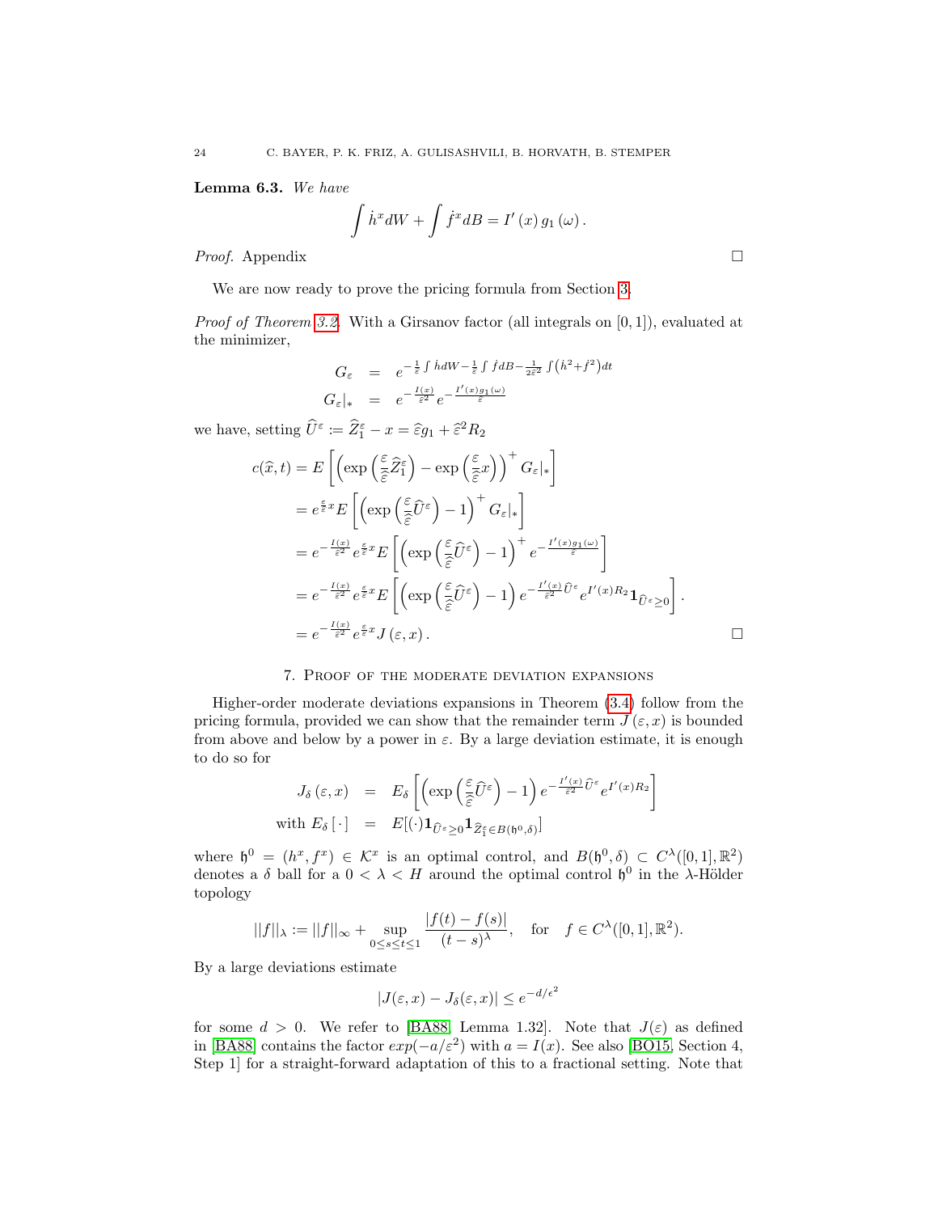**Lemma 6.3.** *We have*

$$\int \dot{h}^x dW + \int \dot{f}^x dB = I'(x)\, g_1(\omega).$$

*Proof.* Appendix $\square$

We are now ready to prove the pricing formula from Section 3.

*Proof of Theorem 3.2.* With a Girsanov factor (all integrals on $[0,1]$), evaluated at the minimizer,

$$\begin{aligned} G_\varepsilon &= e^{-\frac{1}{\varepsilon}\int \dot{h} dW - \frac{1}{\varepsilon}\int \dot{f} dB - \frac{1}{2\varepsilon^2}\int \left(\dot{h}^2 + \dot{f}^2\right) dt} \\ G_\varepsilon|_* &= e^{-\frac{I(x)}{\varepsilon^2}} e^{-\frac{I'(x) g_1(\omega)}{\varepsilon}} \end{aligned}$$

we have, setting $\widehat{U}^\varepsilon := \widehat{Z}_1^\varepsilon - x = \widehat{\varepsilon} g_1 + \widehat{\varepsilon}^2 R_2$

$$\begin{aligned} c(\widehat{x}, t) &= E\left[\left(\exp\left(\frac{\varepsilon}{\widehat{\varepsilon}^2}\widehat{Z}_1^\varepsilon\right) - \exp\left(\frac{\varepsilon}{\widehat{\varepsilon}^2} x\right)\right)^+ G_\varepsilon|_*\right] \\ &= e^{\frac{\varepsilon}{\widehat{\varepsilon}^2} x} E\left[\left(\exp\left(\frac{\varepsilon}{\widehat{\varepsilon}^2}\widehat{U}^\varepsilon\right) - 1\right)^+ G_\varepsilon|_*\right] \\ &= e^{-\frac{I(x)}{\varepsilon^2}} e^{\frac{\varepsilon}{\widehat{\varepsilon}^2} x} E\left[\left(\exp\left(\frac{\varepsilon}{\widehat{\varepsilon}^2}\widehat{U}^\varepsilon\right) - 1\right)^+ e^{-\frac{I'(x) g_1(\omega)}{\varepsilon}}\right] \\ &= e^{-\frac{I(x)}{\varepsilon^2}} e^{\frac{\varepsilon}{\widehat{\varepsilon}^2} x} E\left[\left(\exp\left(\frac{\varepsilon}{\widehat{\varepsilon}^2}\widehat{U}^\varepsilon\right) - 1\right) e^{-\frac{I'(x)}{\widehat{\varepsilon}^2}\widehat{U}^\varepsilon} e^{I'(x) R_2} \mathbf{1}_{\widehat{U}^\varepsilon \geq 0}\right]. \\ &= e^{-\frac{I(x)}{\varepsilon^2}} e^{\frac{\varepsilon}{\widehat{\varepsilon}^2} x} J(\varepsilon, x). \end{aligned}$$

$\square$

## 7. Proof of the moderate deviation expansions

Higher-order moderate deviations expansions in Theorem (3.4) follow from the pricing formula, provided we can show that the remainder term $J(\varepsilon, x)$ is bounded from above and below by a power in $\varepsilon$. By a large deviation estimate, it is enough to do so for

$$\begin{aligned} J_\delta(\varepsilon, x) &= E_\delta\left[\left(\exp\left(\frac{\varepsilon}{\widehat{\varepsilon}^2}\widehat{U}^\varepsilon\right) - 1\right) e^{-\frac{I'(x)}{\widehat{\varepsilon}^2}\widehat{U}^\varepsilon} e^{I'(x) R_2}\right] \\ \text{with } E_\delta[\,\cdot\,] &= E[(\cdot)\mathbf{1}_{\widehat{U}^\varepsilon \geq 0} \mathbf{1}_{\widehat{Z}_1^\varepsilon \in B(\mathfrak{h}^0, \delta)}] \end{aligned}$$

where $\mathfrak{h}^0 = (h^x, f^x) \in \mathcal{K}^x$ is an optimal control, and $B(\mathfrak{h}^0, \delta) \subset C^\lambda([0,1], \mathbb{R}^2)$ denotes a $\delta$ ball for a $0 < \lambda < H$ around the optimal control $\mathfrak{h}^0$ in the $\lambda$-Hölder topology

$$||f||_\lambda := ||f||_\infty + \sup_{0 \leq s \leq t \leq 1} \frac{|f(t) - f(s)|}{(t-s)^\lambda}, \quad \text{for} \quad f \in C^\lambda([0,1], \mathbb{R}^2).$$

By a large deviations estimate

$$|J(\varepsilon, x) - J_\delta(\varepsilon, x)| \leq e^{-d/\epsilon^2}$$

for some $d > 0$. We refer to [BA88, Lemma 1.32]. Note that $J(\varepsilon)$ as defined in [BA88] contains the factor $exp(-a/\varepsilon^2)$ with $a = I(x)$. See also [BO15, Section 4, Step 1] for a straight-forward adaptation of this to a fractional setting. Note that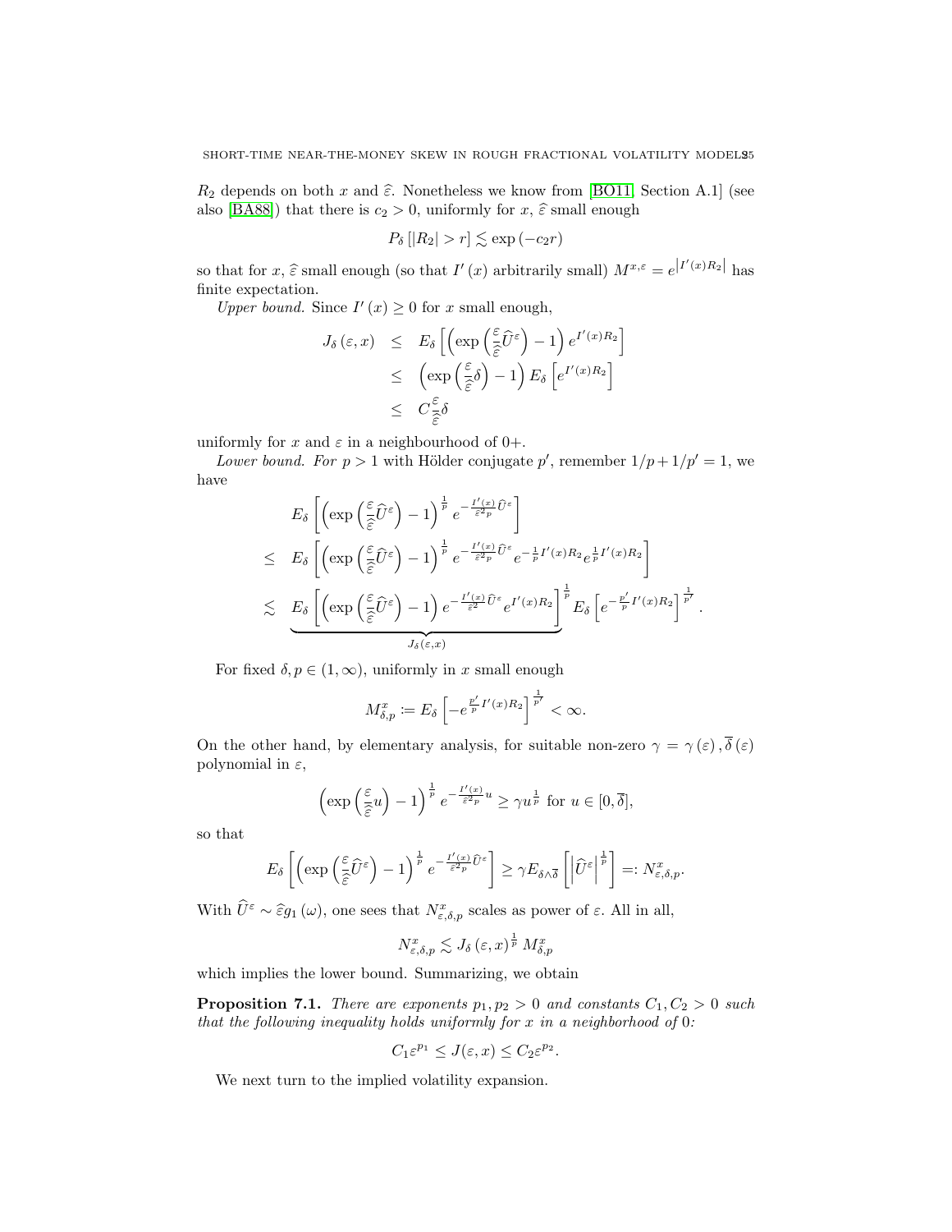$R_2$ depends on both $x$ and $\widehat{\varepsilon}$. Nonetheless we know from [BO11, Section A.1] (see also [BA88]) that there is $c_2 > 0$, uniformly for $x$, $\widehat{\varepsilon}$ small enough

$$P_\delta\left[|R_2| > r\right] \lesssim \exp\left(-c_2 r\right)$$

so that for $x, \widehat{\varepsilon}$ small enough (so that $I'(x)$ arbitrarily small) $M^{x,\varepsilon} = e^{\left|I'(x)R_2\right|}$ has finite expectation.

*Upper bound.* Since $I'(x) \geq 0$ for $x$ small enough,

$$\begin{aligned} J_\delta(\varepsilon, x) &\leq E_\delta\left[\left(\exp\left(\frac{\varepsilon}{\widehat{\varepsilon}}\widehat{U}^\varepsilon\right) - 1\right) e^{I'(x)R_2}\right] \\ &\leq \left(\exp\left(\frac{\varepsilon}{\widehat{\varepsilon}}\delta\right) - 1\right) E_\delta\left[e^{I'(x)R_2}\right] \\ &\leq C\frac{\varepsilon}{\widehat{\varepsilon}}\delta \end{aligned}$$

uniformly for $x$ and $\varepsilon$ in a neighbourhood of $0+$.

*Lower bound. For $p > 1$ with Hölder conjugate $p'$, remember $1/p + 1/p' = 1$, we have*

$$\begin{aligned} & E_\delta\left[\left(\exp\left(\frac{\varepsilon}{\widehat{\varepsilon}}\widehat{U}^\varepsilon\right) - 1\right)^{\frac{1}{p}} e^{-\frac{I'(x)}{\varepsilon^2 p}\widehat{U}^\varepsilon}\right] \\ \leq\ & E_\delta\left[\left(\exp\left(\frac{\varepsilon}{\widehat{\varepsilon}}\widehat{U}^\varepsilon\right) - 1\right)^{\frac{1}{p}} e^{-\frac{I'(x)}{\varepsilon^2 p}\widehat{U}^\varepsilon} e^{-\frac{1}{p}I'(x)R_2} e^{\frac{1}{p}I'(x)R_2}\right] \\ \lesssim\ & \underbrace{E_\delta\left[\left(\exp\left(\frac{\varepsilon}{\widehat{\varepsilon}}\widehat{U}^\varepsilon\right) - 1\right) e^{-\frac{I'(x)}{\varepsilon^2}\widehat{U}^\varepsilon} e^{I'(x)R_2}\right]}_{J_\delta(\varepsilon, x)}^{\frac{1}{p}} E_\delta\left[e^{-\frac{p'}{p}I'(x)R_2}\right]^{\frac{1}{p'}}. \end{aligned}$$

For fixed $\delta, p \in (1, \infty)$, uniformly in $x$ small enough

$$M^x_{\delta,p} := E_\delta\left[-e^{\frac{p'}{p}I'(x)R_2}\right]^{\frac{1}{p'}} < \infty.$$

On the other hand, by elementary analysis, for suitable non-zero $\gamma = \gamma(\varepsilon), \overline{\delta}(\varepsilon)$ polynomial in $\varepsilon$,

$$\left(\exp\left(\frac{\varepsilon}{\widehat{\varepsilon}}u\right) - 1\right)^{\frac{1}{p}} e^{-\frac{I'(x)}{\varepsilon^2 p}u} \geq \gamma u^{\frac{1}{p}} \text{ for } u \in [0, \overline{\delta}],$$

so that

$$E_\delta\left[\left(\exp\left(\frac{\varepsilon}{\widehat{\varepsilon}}\widehat{U}^\varepsilon\right) - 1\right)^{\frac{1}{p}} e^{-\frac{I'(x)}{\varepsilon^2 p}\widehat{U}^\varepsilon}\right] \geq \gamma E_{\delta \wedge \overline{\delta}}\left[\left|\widehat{U}^\varepsilon\right|^{\frac{1}{p}}\right] =: N^x_{\varepsilon,\delta,p}.$$

With $\widehat{U}^\varepsilon \sim \widehat{\varepsilon} g_1(\omega)$, one sees that $N^x_{\varepsilon,\delta,p}$ scales as power of $\varepsilon$. All in all,

$$N^x_{\varepsilon,\delta,p} \lesssim J_\delta(\varepsilon, x)^{\frac{1}{p}} M^x_{\delta,p}$$

which implies the lower bound. Summarizing, we obtain

**Proposition 7.1.** *There are exponents $p_1, p_2 > 0$ and constants $C_1, C_2 > 0$ such that the following inequality holds uniformly for $x$ in a neighborhood of $0$:*

$$C_1\varepsilon^{p_1} \leq J(\varepsilon, x) \leq C_2\varepsilon^{p_2}.$$

We next turn to the implied volatility expansion.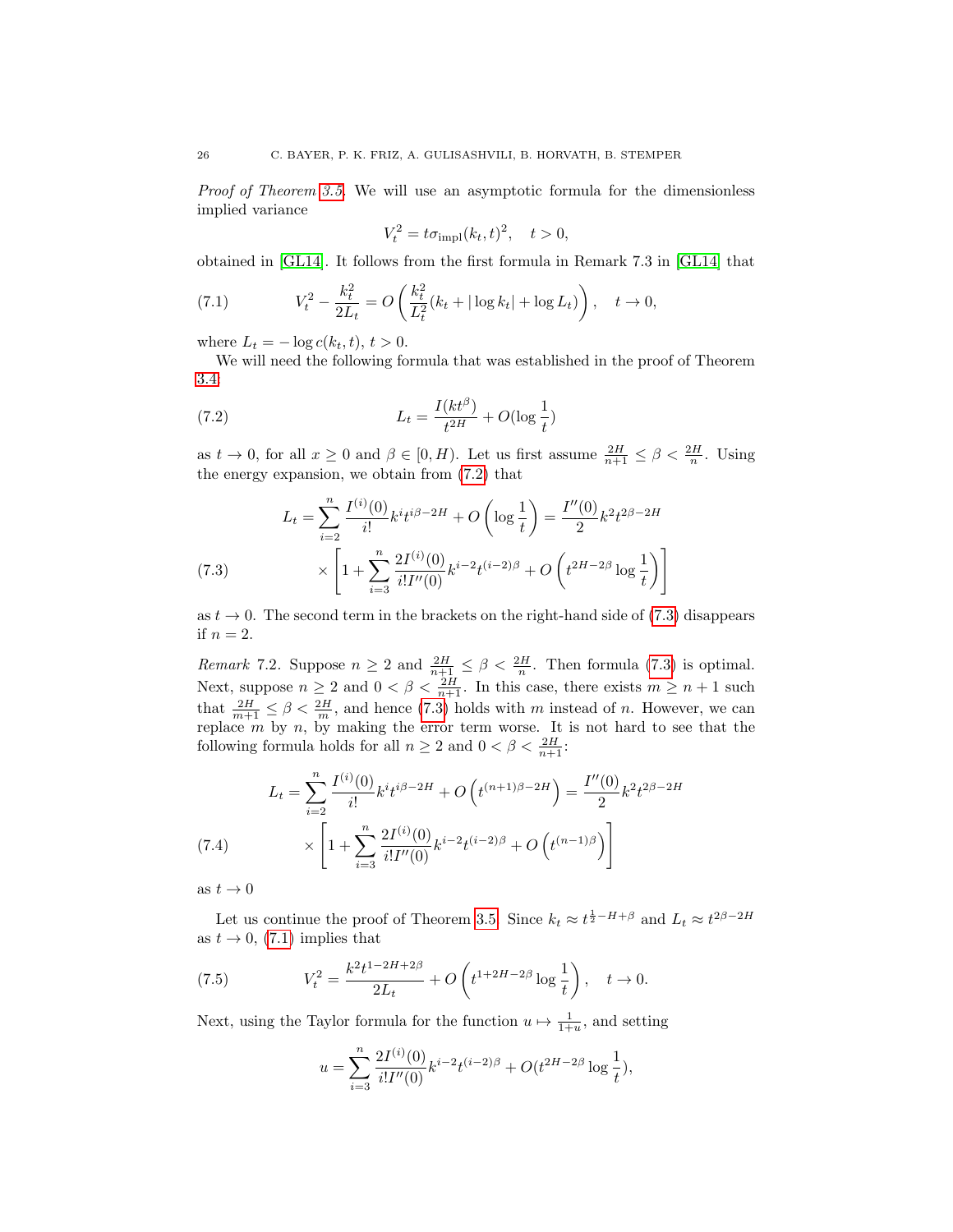*Proof of Theorem 3.5.* We will use an asymptotic formula for the dimensionless implied variance

$$V_t^2 = t\sigma_{\mathrm{impl}}(k_t,t)^2, \quad t>0,$$

obtained in [GL14]. It follows from the first formula in Remark 7.3 in [GL14] that

$$V_t^2 - \frac{k_t^2}{2L_t} = O\left(\frac{k_t^2}{L_t^2}(k_t + |\log k_t| + \log L_t)\right), \quad t\to 0, \tag{7.1}$$

where $L_t = -\log c(k_t,t)$, $t>0$.

We will need the following formula that was established in the proof of Theorem 3.4:

$$L_t = \frac{I(kt^\beta)}{t^{2H}} + O(\log\frac{1}{t}) \tag{7.2}$$

as $t\to 0$, for all $x\geq 0$ and $\beta\in[0,H)$. Let us first assume $\frac{2H}{n+1}\leq \beta < \frac{2H}{n}$. Using the energy expansion, we obtain from (7.2) that

$$\begin{aligned} L_t &= \sum_{i=2}^{n} \frac{I^{(i)}(0)}{i!}k^i t^{i\beta-2H} + O\left(\log\frac{1}{t}\right) = \frac{I''(0)}{2}k^2 t^{2\beta-2H} \\ &\times \left[1 + \sum_{i=3}^{n}\frac{2I^{(i)}(0)}{i!I''(0)}k^{i-2}t^{(i-2)\beta} + O\left(t^{2H-2\beta}\log\frac{1}{t}\right)\right] \end{aligned} \tag{7.3}$$

as $t\to 0$. The second term in the brackets on the right-hand side of (7.3) disappears if $n=2$.

*Remark* 7.2. Suppose $n\geq 2$ and $\frac{2H}{n+1}\leq\beta<\frac{2H}{n}$. Then formula (7.3) is optimal. Next, suppose $n\geq 2$ and $0<\beta<\frac{2H}{n+1}$. In this case, there exists $m\geq n+1$ such that $\frac{2H}{m+1}\leq\beta<\frac{2H}{m}$, and hence (7.3) holds with $m$ instead of $n$. However, we can replace $m$ by $n$, by making the error term worse. It is not hard to see that the following formula holds for all $n\geq 2$ and $0<\beta<\frac{2H}{n+1}$:

$$\begin{aligned} L_t &= \sum_{i=2}^{n} \frac{I^{(i)}(0)}{i!}k^i t^{i\beta-2H} + O\left(t^{(n+1)\beta-2H}\right) = \frac{I''(0)}{2}k^2 t^{2\beta-2H} \\ &\times \left[1 + \sum_{i=3}^{n}\frac{2I^{(i)}(0)}{i!I''(0)}k^{i-2}t^{(i-2)\beta} + O\left(t^{(n-1)\beta}\right)\right] \end{aligned} \tag{7.4}$$

as $t\to 0$

Let us continue the proof of Theorem 3.5. Since $k_t\approx t^{\frac{1}{2}-H+\beta}$ and $L_t\approx t^{2\beta-2H}$ as $t\to 0$, (7.1) implies that

$$V_t^2 = \frac{k^2 t^{1-2H+2\beta}}{2L_t} + O\left(t^{1+2H-2\beta}\log\frac{1}{t}\right), \quad t\to 0. \tag{7.5}$$

Next, using the Taylor formula for the function $u\mapsto\frac{1}{1+u}$, and setting

$$u = \sum_{i=3}^{n}\frac{2I^{(i)}(0)}{i!I''(0)}k^{i-2}t^{(i-2)\beta} + O(t^{2H-2\beta}\log\frac{1}{t}),$$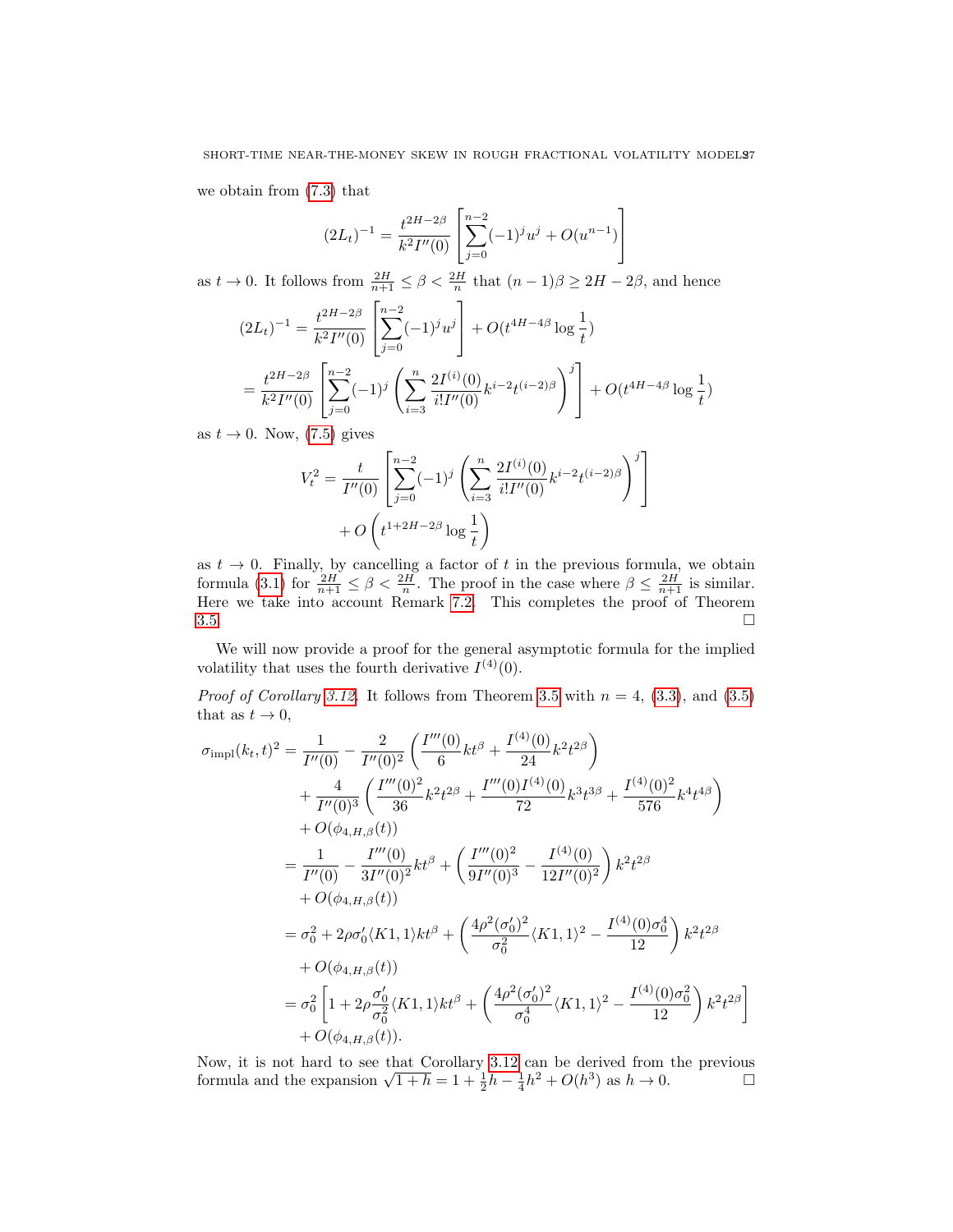we obtain from (7.3) that

$$(2L_t)^{-1} = \frac{t^{2H-2\beta}}{k^2 I''(0)} \left[ \sum_{j=0}^{n-2} (-1)^j u^j + O(u^{n-1}) \right]$$

as $t \to 0$. It follows from $\frac{2H}{n+1} \le \beta < \frac{2H}{n}$ that $(n-1)\beta \ge 2H - 2\beta$, and hence

$$\begin{aligned}
(2L_t)^{-1} &= \frac{t^{2H-2\beta}}{k^2 I''(0)} \left[ \sum_{j=0}^{n-2} (-1)^j u^j \right] + O(t^{4H-4\beta} \log \frac{1}{t}) \\
&= \frac{t^{2H-2\beta}}{k^2 I''(0)} \left[ \sum_{j=0}^{n-2} (-1)^j \left( \sum_{i=3}^{n} \frac{2I^{(i)}(0)}{i! I''(0)} k^{i-2} t^{(i-2)\beta} \right)^j \right] + O(t^{4H-4\beta} \log \frac{1}{t})
\end{aligned}$$

as $t \to 0$. Now, (7.5) gives

$$\begin{aligned}
V_t^2 = \frac{t}{I''(0)} &\left[ \sum_{j=0}^{n-2} (-1)^j \left( \sum_{i=3}^{n} \frac{2I^{(i)}(0)}{i! I''(0)} k^{i-2} t^{(i-2)\beta} \right)^j \right] \\
&+ O\left( t^{1+2H-2\beta} \log \frac{1}{t} \right)
\end{aligned}$$

as $t \to 0$. Finally, by cancelling a factor of $t$ in the previous formula, we obtain formula (3.1) for $\frac{2H}{n+1} \le \beta < \frac{2H}{n}$. The proof in the case where $\beta \le \frac{2H}{n+1}$ is similar. Here we take into account Remark 7.2. This completes the proof of Theorem 3.5. □

We will now provide a proof for the general asymptotic formula for the implied volatility that uses the fourth derivative $I^{(4)}(0)$.

*Proof of Corollary 3.12.* It follows from Theorem 3.5 with $n = 4$, (3.3), and (3.5) that as $t \to 0$,

$$\begin{aligned}
\sigma_{\text{impl}}(k_t, t)^2 &= \frac{1}{I''(0)} - \frac{2}{I''(0)^2} \left( \frac{I'''(0)}{6} k t^\beta + \frac{I^{(4)}(0)}{24} k^2 t^{2\beta} \right) \\
&\quad + \frac{4}{I''(0)^3} \left( \frac{I'''(0)^2}{36} k^2 t^{2\beta} + \frac{I'''(0) I^{(4)}(0)}{72} k^3 t^{3\beta} + \frac{I^{(4)}(0)^2}{576} k^4 t^{4\beta} \right) \\
&\quad + O(\phi_{4,H,\beta}(t)) \\
&= \frac{1}{I''(0)} - \frac{I'''(0)}{3 I''(0)^2} k t^\beta + \left( \frac{I'''(0)^2}{9 I''(0)^3} - \frac{I^{(4)}(0)}{12 I''(0)^2} \right) k^2 t^{2\beta} \\
&\quad + O(\phi_{4,H,\beta}(t)) \\
&= \sigma_0^2 + 2\rho \sigma_0' \langle K1, 1 \rangle k t^\beta + \left( \frac{4\rho^2 (\sigma_0')^2}{\sigma_0^2} \langle K1, 1 \rangle^2 - \frac{I^{(4)}(0) \sigma_0^4}{12} \right) k^2 t^{2\beta} \\
&\quad + O(\phi_{4,H,\beta}(t)) \\
&= \sigma_0^2 \left[ 1 + 2\rho \frac{\sigma_0'}{\sigma_0^2} \langle K1, 1 \rangle k t^\beta + \left( \frac{4\rho^2 (\sigma_0')^2}{\sigma_0^4} \langle K1, 1 \rangle^2 - \frac{I^{(4)}(0) \sigma_0^2}{12} \right) k^2 t^{2\beta} \right] \\
&\quad + O(\phi_{4,H,\beta}(t)).
\end{aligned}$$

Now, it is not hard to see that Corollary 3.12 can be derived from the previous formula and the expansion $\sqrt{1+h} = 1 + \frac{1}{2}h - \frac{1}{4}h^2 + O(h^3)$ as $h \to 0$. □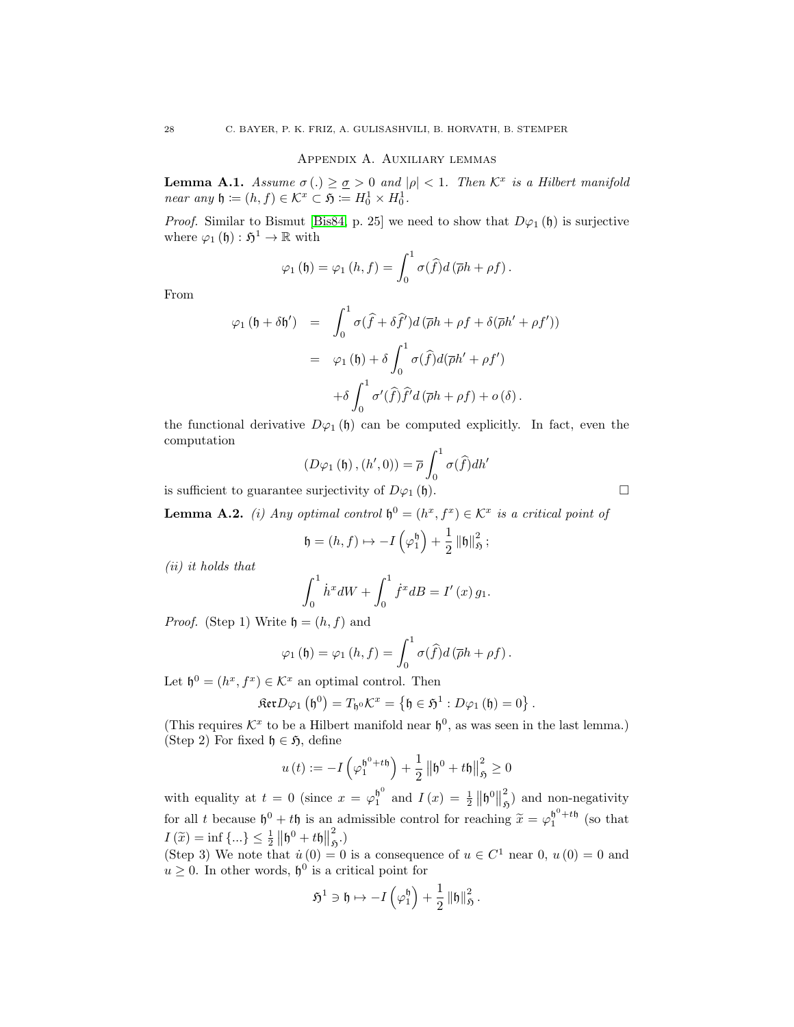## Appendix A. Auxiliary lemmas

**Lemma A.1.** *Assume $\sigma(.) \geq \underline{\sigma} > 0$ and $|\rho| < 1$. Then $\mathcal{K}^x$ is a Hilbert manifold near any $\mathfrak{h} := (h,f) \in \mathcal{K}^x \subset \mathfrak{H} := H_0^1 \times H_0^1$.*

*Proof.* Similar to Bismut [Bis84, p. 25] we need to show that $D\varphi_1(\mathfrak{h})$ is surjective where $\varphi_1(\mathfrak{h}) : \mathfrak{H}^1 \to \mathbb{R}$ with

$$\varphi_1(\mathfrak{h}) = \varphi_1(h,f) = \int_0^1 \sigma(\widehat{f}) d(\overline{\rho} h + \rho f).$$

From

$$\begin{aligned}
\varphi_1(\mathfrak{h} + \delta \mathfrak{h}') &= \int_0^1 \sigma(\widehat{f} + \delta \widehat{f}') d(\overline{\rho} h + \rho f + \delta(\overline{\rho} h' + \rho f')) \\
&= \varphi_1(\mathfrak{h}) + \delta \int_0^1 \sigma(\widehat{f}) d(\overline{\rho} h' + \rho f') \\
&\quad + \delta \int_0^1 \sigma'(\widehat{f}) \widehat{f}' d(\overline{\rho} h + \rho f) + o(\delta).
\end{aligned}$$

the functional derivative $D\varphi_1(\mathfrak{h})$ can be computed explicitly. In fact, even the computation

$$(D\varphi_1(\mathfrak{h}), (h', 0)) = \overline{\rho} \int_0^1 \sigma(\widehat{f}) dh'$$

is sufficient to guarantee surjectivity of $D\varphi_1(\mathfrak{h})$. $\square$

**Lemma A.2.** *(i) Any optimal control $\mathfrak{h}^0 = (h^x, f^x) \in \mathcal{K}^x$ is a critical point of*

$$\mathfrak{h} = (h,f) \mapsto -I\left(\varphi_1^{\mathfrak{h}}\right) + \frac{1}{2} \|\mathfrak{h}\|_{\mathfrak{H}}^2;$$

*(ii) it holds that*

$$\int_0^1 \dot{h}^x dW + \int_0^1 \dot{f}^x dB = I'(x) g_1.$$

*Proof.* (Step 1) Write $\mathfrak{h} = (h,f)$ and

$$\varphi_1(\mathfrak{h}) = \varphi_1(h,f) = \int_0^1 \sigma(\widehat{f}) d(\overline{\rho} h + \rho f).$$

Let $\mathfrak{h}^0 = (h^x, f^x) \in \mathcal{K}^x$ an optimal control. Then

$$\mathfrak{Ker} D\varphi_1(\mathfrak{h}^0) = T_{\mathfrak{h}^0} \mathcal{K}^x = \left\{ \mathfrak{h} \in \mathfrak{H}^1 : D\varphi_1(\mathfrak{h}) = 0 \right\}.$$

(This requires $\mathcal{K}^x$ to be a Hilbert manifold near $\mathfrak{h}^0$, as was seen in the last lemma.)
(Step 2) For fixed $\mathfrak{h} \in \mathfrak{H}$, define

$$u(t) := -I\left(\varphi_1^{\mathfrak{h}^0 + t\mathfrak{h}}\right) + \frac{1}{2} \left\| \mathfrak{h}^0 + t\mathfrak{h} \right\|_{\mathfrak{H}}^2 \geq 0$$

with equality at $t = 0$ (since $x = \varphi_1^{\mathfrak{h}^0}$ and $I(x) = \frac{1}{2} \left\| \mathfrak{h}^0 \right\|_{\mathfrak{H}}^2$) and non-negativity for all $t$ because $\mathfrak{h}^0 + t\mathfrak{h}$ is an admissible control for reaching $\widetilde{x} = \varphi_1^{\mathfrak{h}^0 + t\mathfrak{h}}$ (so that $I(\widetilde{x}) = \inf\{...\} \leq \frac{1}{2} \left\| \mathfrak{h}^0 + t\mathfrak{h} \right\|_{\mathfrak{H}}^2$.)
(Step 3) We note that $\dot{u}(0) = 0$ is a consequence of $u \in C^1$ near 0, $u(0) = 0$ and $u \geq 0$. In other words, $\mathfrak{h}^0$ is a critical point for

$$\mathfrak{H}^1 \ni \mathfrak{h} \mapsto -I\left(\varphi_1^{\mathfrak{h}}\right) + \frac{1}{2} \|\mathfrak{h}\|_{\mathfrak{H}}^2.$$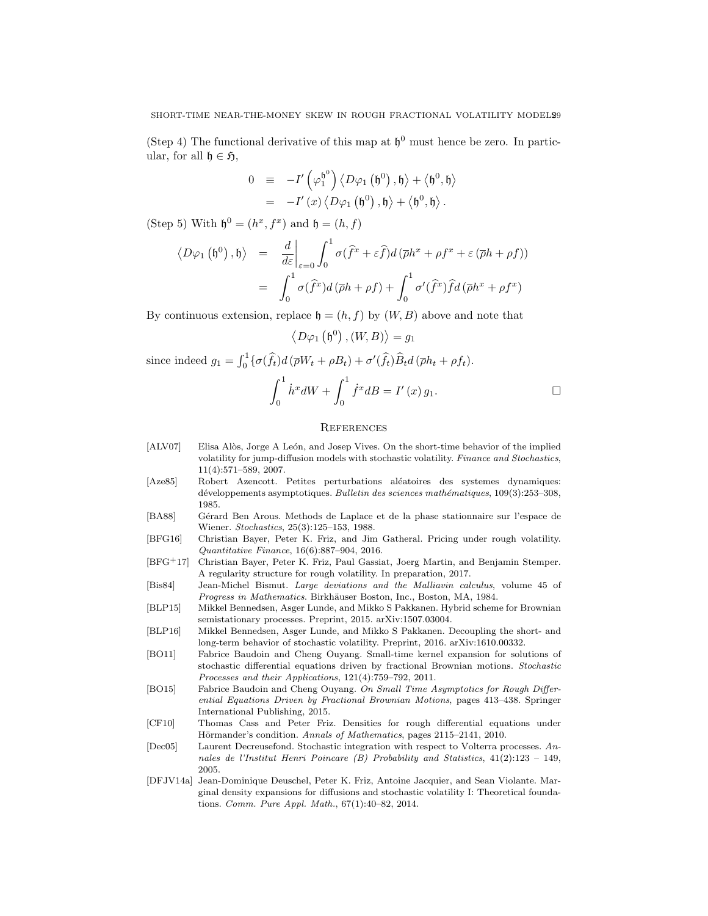(Step 4) The functional derivative of this map at $\mathfrak{h}^0$ must hence be zero. In particular, for all $\mathfrak{h} \in \mathfrak{H}$,

$$
\begin{aligned}
0 &\equiv -I'\left(\varphi_1^{\mathfrak{h}^0}\right)\left\langle D\varphi_1\left(\mathfrak{h}^0\right), \mathfrak{h}\right\rangle + \left\langle \mathfrak{h}^0, \mathfrak{h}\right\rangle \\
&= -I'(x)\left\langle D\varphi_1\left(\mathfrak{h}^0\right), \mathfrak{h}\right\rangle + \left\langle \mathfrak{h}^0, \mathfrak{h}\right\rangle.
\end{aligned}
$$

(Step 5) With $\mathfrak{h}^0 = (h^x, f^x)$ and $\mathfrak{h} = (h, f)$

$$
\begin{aligned}
\left\langle D\varphi_1\left(\mathfrak{h}^0\right), \mathfrak{h}\right\rangle &= \left.\frac{d}{d\varepsilon}\right|_{\varepsilon=0} \int_0^1 \sigma(\widehat{f}^x + \varepsilon \widehat{f}) d\left(\overline{\rho} h^x + \rho f^x + \varepsilon\left(\overline{\rho} h + \rho f\right)\right) \\
&= \int_0^1 \sigma(\widehat{f}^x) d\left(\overline{\rho} h + \rho f\right) + \int_0^1 \sigma'(\widehat{f}^x)\widehat{f} d\left(\overline{\rho} h^x + \rho f^x\right)
\end{aligned}
$$

By continuous extension, replace $\mathfrak{h} = (h, f)$ by $(W, B)$ above and note that

$$
\left\langle D\varphi_1\left(\mathfrak{h}^0\right), (W, B)\right\rangle = g_1
$$

since indeed $g_1 = \int_0^1 \{\sigma(\widehat{f}_t) d\left(\overline{\rho} W_t + \rho B_t\right) + \sigma'(\widehat{f}_t)\widehat{B}_t d\left(\overline{\rho} h_t + \rho f_t\right)$.

$$
\int_0^1 \dot{h}^x dW + \int_0^1 \dot{f}^x dB = I'(x)\, g_1. \qquad \square
$$

## References

[ALV07] Elisa Alòs, Jorge A León, and Josep Vives. On the short-time behavior of the implied volatility for jump-diffusion models with stochastic volatility. *Finance and Stochastics*, 11(4):571–589, 2007.

[Aze85] Robert Azencott. Petites perturbations aléatoires des systemes dynamiques: développements asymptotiques. *Bulletin des sciences mathématiques*, 109(3):253–308, 1985.

[BA88] Gérard Ben Arous. Methods de Laplace et de la phase stationnaire sur l'espace de Wiener. *Stochastics*, 25(3):125–153, 1988.

[BFG16] Christian Bayer, Peter K. Friz, and Jim Gatheral. Pricing under rough volatility. *Quantitative Finance*, 16(6):887–904, 2016.

[BFG+17] Christian Bayer, Peter K. Friz, Paul Gassiat, Joerg Martin, and Benjamin Stemper. A regularity structure for rough volatility. In preparation, 2017.

[Bis84] Jean-Michel Bismut. *Large deviations and the Malliavin calculus*, volume 45 of *Progress in Mathematics*. Birkhäuser Boston, Inc., Boston, MA, 1984.

[BLP15] Mikkel Bennedsen, Asger Lunde, and Mikko S Pakkanen. Hybrid scheme for Brownian semistationary processes. Preprint, 2015. arXiv:1507.03004.

[BLP16] Mikkel Bennedsen, Asger Lunde, and Mikko S Pakkanen. Decoupling the short- and long-term behavior of stochastic volatility. Preprint, 2016. arXiv:1610.00332.

[BO11] Fabrice Baudoin and Cheng Ouyang. Small-time kernel expansion for solutions of stochastic differential equations driven by fractional Brownian motions. *Stochastic Processes and their Applications*, 121(4):759–792, 2011.

[BO15] Fabrice Baudoin and Cheng Ouyang. *On Small Time Asymptotics for Rough Differential Equations Driven by Fractional Brownian Motions*, pages 413–438. Springer International Publishing, 2015.

[CF10] Thomas Cass and Peter Friz. Densities for rough differential equations under Hörmander's condition. *Annals of Mathematics*, pages 2115–2141, 2010.

[Dec05] Laurent Decreusefond. Stochastic integration with respect to Volterra processes. *Annales de l'Institut Henri Poincare (B) Probability and Statistics*, 41(2):123 – 149, 2005.

[DFJV14a] Jean-Dominique Deuschel, Peter K. Friz, Antoine Jacquier, and Sean Violante. Marginal density expansions for diffusions and stochastic volatility I: Theoretical foundations. *Comm. Pure Appl. Math.*, 67(1):40–82, 2014.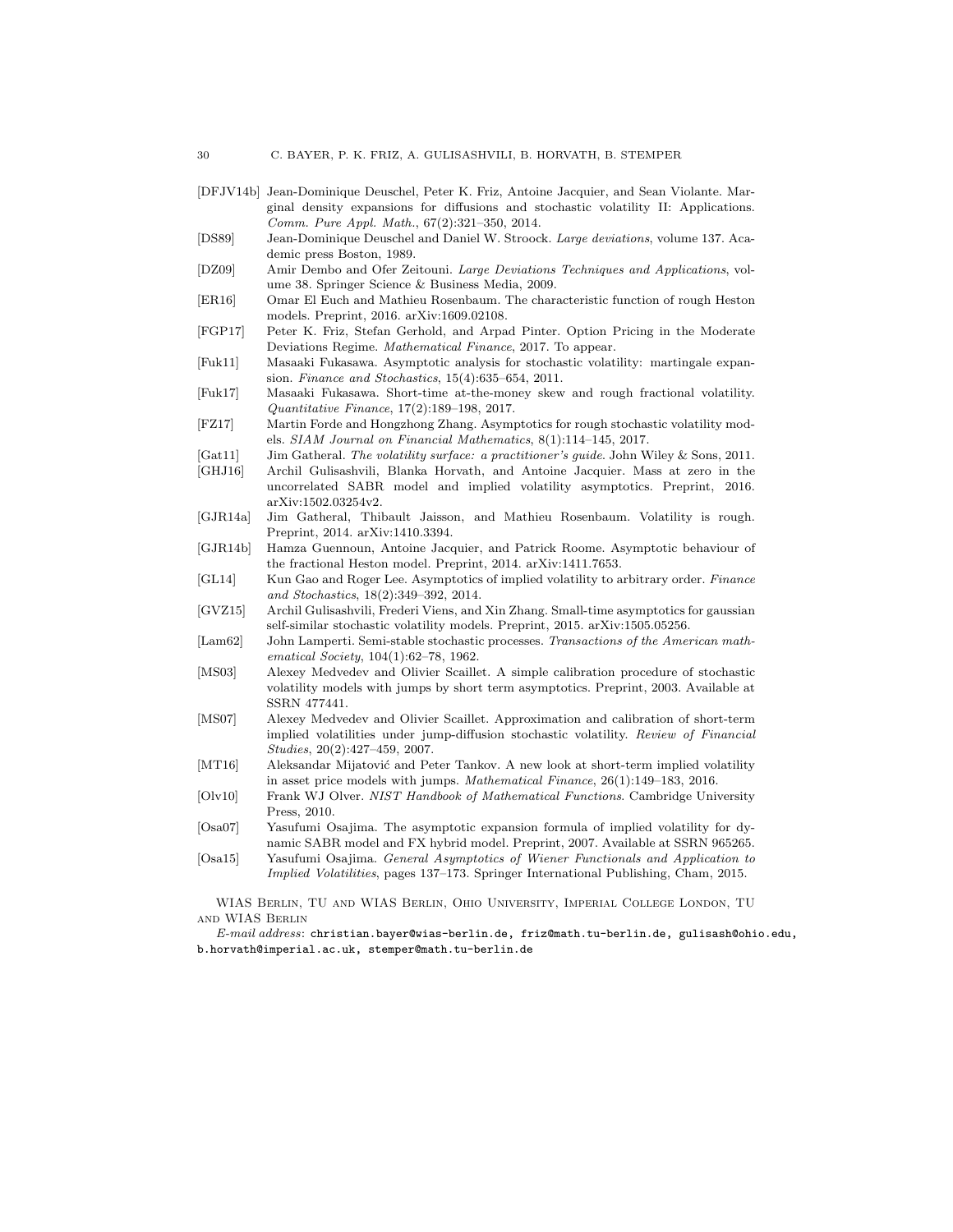[DFJV14b] Jean-Dominique Deuschel, Peter K. Friz, Antoine Jacquier, and Sean Violante. Marginal density expansions for diffusions and stochastic volatility II: Applications. *Comm. Pure Appl. Math.*, 67(2):321–350, 2014.

[DS89] Jean-Dominique Deuschel and Daniel W. Stroock. *Large deviations*, volume 137. Academic press Boston, 1989.

[DZ09] Amir Dembo and Ofer Zeitouni. *Large Deviations Techniques and Applications*, volume 38. Springer Science & Business Media, 2009.

[ER16] Omar El Euch and Mathieu Rosenbaum. The characteristic function of rough Heston models. Preprint, 2016. arXiv:1609.02108.

[FGP17] Peter K. Friz, Stefan Gerhold, and Arpad Pinter. Option Pricing in the Moderate Deviations Regime. *Mathematical Finance*, 2017. To appear.

[Fuk11] Masaaki Fukasawa. Asymptotic analysis for stochastic volatility: martingale expansion. *Finance and Stochastics*, 15(4):635–654, 2011.

[Fuk17] Masaaki Fukasawa. Short-time at-the-money skew and rough fractional volatility. *Quantitative Finance*, 17(2):189–198, 2017.

[FZ17] Martin Forde and Hongzhong Zhang. Asymptotics for rough stochastic volatility models. *SIAM Journal on Financial Mathematics*, 8(1):114–145, 2017.

[Gat11] Jim Gatheral. *The volatility surface: a practitioner's guide*. John Wiley & Sons, 2011.

[GHJ16] Archil Gulisashvili, Blanka Horvath, and Antoine Jacquier. Mass at zero in the uncorrelated SABR model and implied volatility asymptotics. Preprint, 2016. arXiv:1502.03254v2.

[GJR14a] Jim Gatheral, Thibault Jaisson, and Mathieu Rosenbaum. Volatility is rough. Preprint, 2014. arXiv:1410.3394.

[GJR14b] Hamza Guennoun, Antoine Jacquier, and Patrick Roome. Asymptotic behaviour of the fractional Heston model. Preprint, 2014. arXiv:1411.7653.

[GL14] Kun Gao and Roger Lee. Asymptotics of implied volatility to arbitrary order. *Finance and Stochastics*, 18(2):349–392, 2014.

[GVZ15] Archil Gulisashvili, Frederi Viens, and Xin Zhang. Small-time asymptotics for gaussian self-similar stochastic volatility models. Preprint, 2015. arXiv:1505.05256.

[Lam62] John Lamperti. Semi-stable stochastic processes. *Transactions of the American mathematical Society*, 104(1):62–78, 1962.

[MS03] Alexey Medvedev and Olivier Scaillet. A simple calibration procedure of stochastic volatility models with jumps by short term asymptotics. Preprint, 2003. Available at SSRN 477441.

[MS07] Alexey Medvedev and Olivier Scaillet. Approximation and calibration of short-term implied volatilities under jump-diffusion stochastic volatility. *Review of Financial Studies*, 20(2):427–459, 2007.

[MT16] Aleksandar Mijatović and Peter Tankov. A new look at short-term implied volatility in asset price models with jumps. *Mathematical Finance*, 26(1):149–183, 2016.

[Olv10] Frank WJ Olver. *NIST Handbook of Mathematical Functions*. Cambridge University Press, 2010.

[Osa07] Yasufumi Osajima. The asymptotic expansion formula of implied volatility for dynamic SABR model and FX hybrid model. Preprint, 2007. Available at SSRN 965265.

[Osa15] Yasufumi Osajima. *General Asymptotics of Wiener Functionals and Application to Implied Volatilities*, pages 137–173. Springer International Publishing, Cham, 2015.

WIAS Berlin, TU and WIAS Berlin, Ohio University, Imperial College London, TU and WIAS Berlin

*E-mail address*: christian.bayer@wias-berlin.de, friz@math.tu-berlin.de, gulisash@ohio.edu, b.horvath@imperial.ac.uk, stemper@math.tu-berlin.de